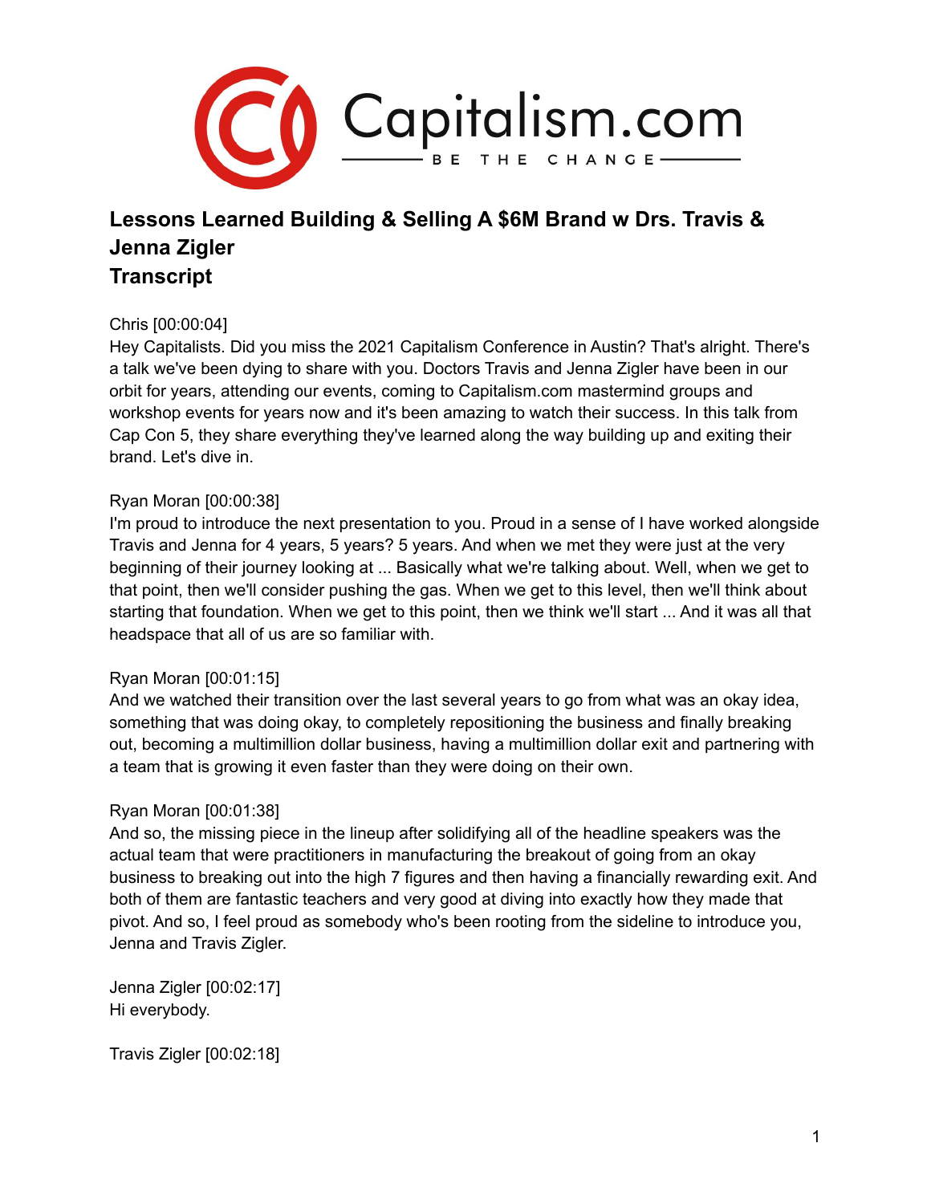Capitalism.com

BE THE CHANGE

# Lessons Learned Building & Selling A $6M Brand w Drs. Travis & Jenna Zigler
# Transcript

Chris [00:00:04]
Hey Capitalists. Did you miss the 2021 Capitalism Conference in Austin? That's alright. There's a talk we've been dying to share with you. Doctors Travis and Jenna Zigler have been in our orbit for years, attending our events, coming to Capitalism.com mastermind groups and workshop events for years now and it's been amazing to watch their success. In this talk from Cap Con 5, they share everything they've learned along the way building up and exiting their brand. Let's dive in.

Ryan Moran [00:00:38]
I'm proud to introduce the next presentation to you. Proud in a sense of I have worked alongside Travis and Jenna for 4 years, 5 years? 5 years. And when we met they were just at the very beginning of their journey looking at ... Basically what we're talking about. Well, when we get to that point, then we'll consider pushing the gas. When we get to this level, then we'll think about starting that foundation. When we get to this point, then we think we'll start ... And it was all that headspace that all of us are so familiar with.

Ryan Moran [00:01:15]
And we watched their transition over the last several years to go from what was an okay idea, something that was doing okay, to completely repositioning the business and finally breaking out, becoming a multimillion dollar business, having a multimillion dollar exit and partnering with a team that is growing it even faster than they were doing on their own.

Ryan Moran [00:01:38]
And so, the missing piece in the lineup after solidifying all of the headline speakers was the actual team that were practitioners in manufacturing the breakout of going from an okay business to breaking out into the high 7 figures and then having a financially rewarding exit. And both of them are fantastic teachers and very good at diving into exactly how they made that pivot. And so, I feel proud as somebody who's been rooting from the sideline to introduce you, Jenna and Travis Zigler.

Jenna Zigler [00:02:17]
Hi everybody.

Travis Zigler [00:02:18]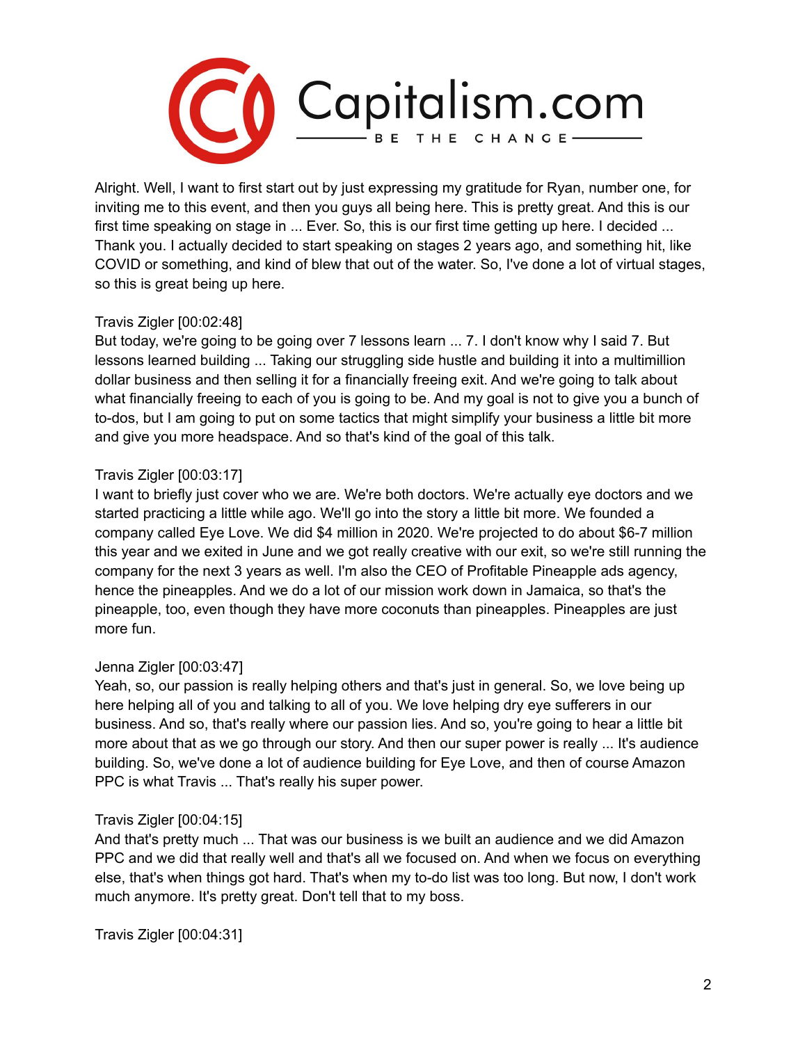Alright. Well, I want to first start out by just expressing my gratitude for Ryan, number one, for inviting me to this event, and then you guys all being here. This is pretty great. And this is our first time speaking on stage in ... Ever. So, this is our first time getting up here. I decided ... Thank you. I actually decided to start speaking on stages 2 years ago, and something hit, like COVID or something, and kind of blew that out of the water. So, I've done a lot of virtual stages, so this is great being up here.

Travis Zigler [00:02:48]
But today, we're going to be going over 7 lessons learn ... 7. I don't know why I said 7. But lessons learned building ... Taking our struggling side hustle and building it into a multimillion dollar business and then selling it for a financially freeing exit. And we're going to talk about what financially freeing to each of you is going to be. And my goal is not to give you a bunch of to-dos, but I am going to put on some tactics that might simplify your business a little bit more and give you more headspace. And so that's kind of the goal of this talk.

Travis Zigler [00:03:17]
I want to briefly just cover who we are. We're both doctors. We're actually eye doctors and we started practicing a little while ago. We'll go into the story a little bit more. We founded a company called Eye Love. We did $4 million in 2020. We're projected to do about $6-7 million this year and we exited in June and we got really creative with our exit, so we're still running the company for the next 3 years as well. I'm also the CEO of Profitable Pineapple ads agency, hence the pineapples. And we do a lot of our mission work down in Jamaica, so that's the pineapple, too, even though they have more coconuts than pineapples. Pineapples are just more fun.

Jenna Zigler [00:03:47]
Yeah, so, our passion is really helping others and that's just in general. So, we love being up here helping all of you and talking to all of you. We love helping dry eye sufferers in our business. And so, that's really where our passion lies. And so, you're going to hear a little bit more about that as we go through our story. And then our super power is really ... It's audience building. So, we've done a lot of audience building for Eye Love, and then of course Amazon PPC is what Travis ... That's really his super power.

Travis Zigler [00:04:15]
And that's pretty much ... That was our business is we built an audience and we did Amazon PPC and we did that really well and that's all we focused on. And when we focus on everything else, that's when things got hard. That's when my to-do list was too long. But now, I don't work much anymore. It's pretty great. Don't tell that to my boss.

Travis Zigler [00:04:31]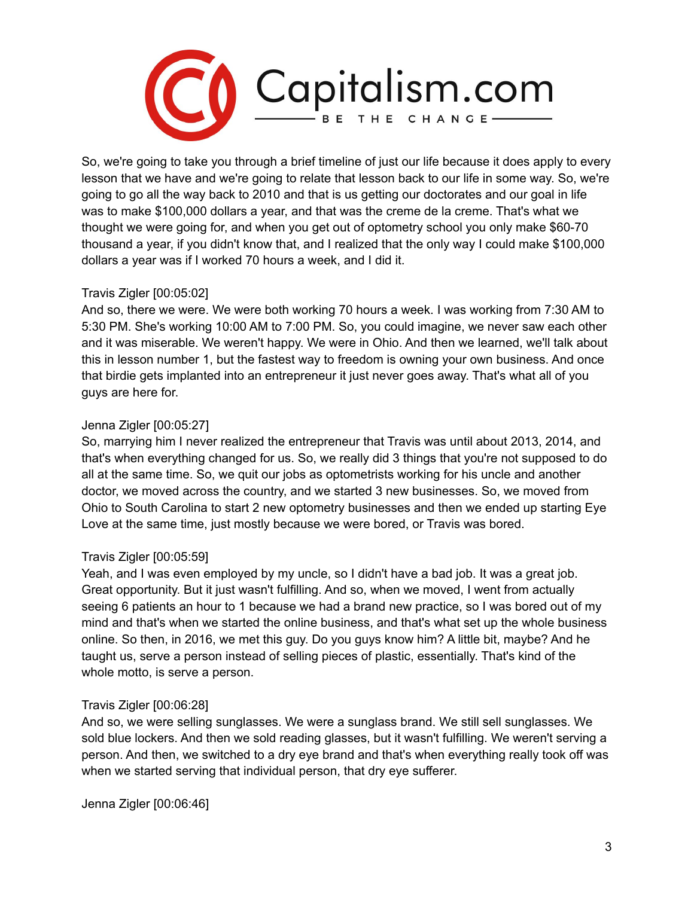So, we're going to take you through a brief timeline of just our life because it does apply to every lesson that we have and we're going to relate that lesson back to our life in some way. So, we're going to go all the way back to 2010 and that is us getting our doctorates and our goal in life was to make $100,000 dollars a year, and that was the creme de la creme. That's what we thought we were going for, and when you get out of optometry school you only make $60-70 thousand a year, if you didn't know that, and I realized that the only way I could make $100,000 dollars a year was if I worked 70 hours a week, and I did it.

Travis Zigler [00:05:02]
And so, there we were. We were both working 70 hours a week. I was working from 7:30 AM to 5:30 PM. She's working 10:00 AM to 7:00 PM. So, you could imagine, we never saw each other and it was miserable. We weren't happy. We were in Ohio. And then we learned, we'll talk about this in lesson number 1, but the fastest way to freedom is owning your own business. And once that birdie gets implanted into an entrepreneur it just never goes away. That's what all of you guys are here for.

Jenna Zigler [00:05:27]
So, marrying him I never realized the entrepreneur that Travis was until about 2013, 2014, and that's when everything changed for us. So, we really did 3 things that you're not supposed to do all at the same time. So, we quit our jobs as optometrists working for his uncle and another doctor, we moved across the country, and we started 3 new businesses. So, we moved from Ohio to South Carolina to start 2 new optometry businesses and then we ended up starting Eye Love at the same time, just mostly because we were bored, or Travis was bored.

Travis Zigler [00:05:59]
Yeah, and I was even employed by my uncle, so I didn't have a bad job. It was a great job. Great opportunity. But it just wasn't fulfilling. And so, when we moved, I went from actually seeing 6 patients an hour to 1 because we had a brand new practice, so I was bored out of my mind and that's when we started the online business, and that's what set up the whole business online. So then, in 2016, we met this guy. Do you guys know him? A little bit, maybe? And he taught us, serve a person instead of selling pieces of plastic, essentially. That's kind of the whole motto, is serve a person.

Travis Zigler [00:06:28]
And so, we were selling sunglasses. We were a sunglass brand. We still sell sunglasses. We sold blue lockers. And then we sold reading glasses, but it wasn't fulfilling. We weren't serving a person. And then, we switched to a dry eye brand and that's when everything really took off was when we started serving that individual person, that dry eye sufferer.

Jenna Zigler [00:06:46]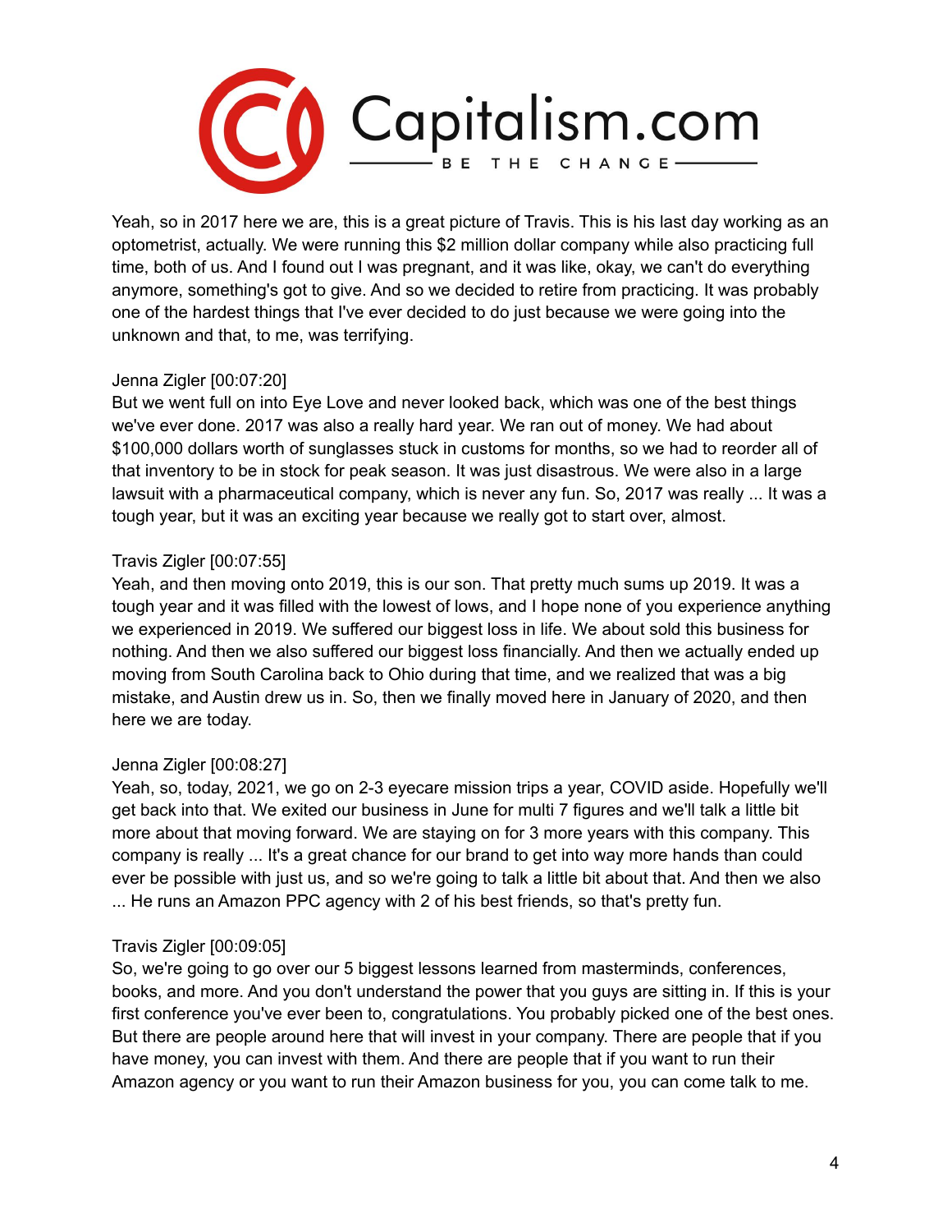Yeah, so in 2017 here we are, this is a great picture of Travis. This is his last day working as an optometrist, actually. We were running this $2 million dollar company while also practicing full time, both of us. And I found out I was pregnant, and it was like, okay, we can't do everything anymore, something's got to give. And so we decided to retire from practicing. It was probably one of the hardest things that I've ever decided to do just because we were going into the unknown and that, to me, was terrifying.

Jenna Zigler [00:07:20]
But we went full on into Eye Love and never looked back, which was one of the best things we've ever done. 2017 was also a really hard year. We ran out of money. We had about $100,000 dollars worth of sunglasses stuck in customs for months, so we had to reorder all of that inventory to be in stock for peak season. It was just disastrous. We were also in a large lawsuit with a pharmaceutical company, which is never any fun. So, 2017 was really ... It was a tough year, but it was an exciting year because we really got to start over, almost.

Travis Zigler [00:07:55]
Yeah, and then moving onto 2019, this is our son. That pretty much sums up 2019. It was a tough year and it was filled with the lowest of lows, and I hope none of you experience anything we experienced in 2019. We suffered our biggest loss in life. We about sold this business for nothing. And then we also suffered our biggest loss financially. And then we actually ended up moving from South Carolina back to Ohio during that time, and we realized that was a big mistake, and Austin drew us in. So, then we finally moved here in January of 2020, and then here we are today.

Jenna Zigler [00:08:27]
Yeah, so, today, 2021, we go on 2-3 eyecare mission trips a year, COVID aside. Hopefully we'll get back into that. We exited our business in June for multi 7 figures and we'll talk a little bit more about that moving forward. We are staying on for 3 more years with this company. This company is really ... It's a great chance for our brand to get into way more hands than could ever be possible with just us, and so we're going to talk a little bit about that. And then we also ... He runs an Amazon PPC agency with 2 of his best friends, so that's pretty fun.

Travis Zigler [00:09:05]
So, we're going to go over our 5 biggest lessons learned from masterminds, conferences, books, and more. And you don't understand the power that you guys are sitting in. If this is your first conference you've ever been to, congratulations. You probably picked one of the best ones. But there are people around here that will invest in your company. There are people that if you have money, you can invest with them. And there are people that if you want to run their Amazon agency or you want to run their Amazon business for you, you can come talk to me.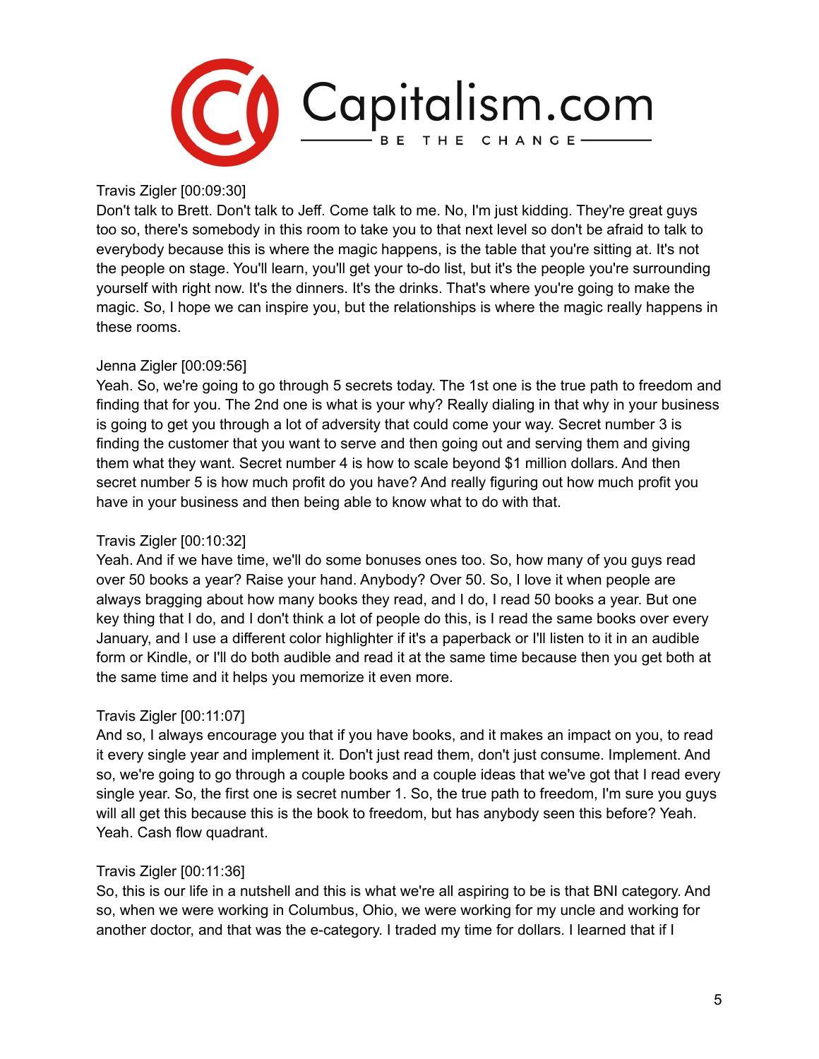Travis Zigler [00:09:30]
Don't talk to Brett. Don't talk to Jeff. Come talk to me. No, I'm just kidding. They're great guys too so, there's somebody in this room to take you to that next level so don't be afraid to talk to everybody because this is where the magic happens, is the table that you're sitting at. It's not the people on stage. You'll learn, you'll get your to-do list, but it's the people you're surrounding yourself with right now. It's the dinners. It's the drinks. That's where you're going to make the magic. So, I hope we can inspire you, but the relationships is where the magic really happens in these rooms.

Jenna Zigler [00:09:56]
Yeah. So, we're going to go through 5 secrets today. The 1st one is the true path to freedom and finding that for you. The 2nd one is what is your why? Really dialing in that why in your business is going to get you through a lot of adversity that could come your way. Secret number 3 is finding the customer that you want to serve and then going out and serving them and giving them what they want. Secret number 4 is how to scale beyond $1 million dollars. And then secret number 5 is how much profit do you have? And really figuring out how much profit you have in your business and then being able to know what to do with that.

Travis Zigler [00:10:32]
Yeah. And if we have time, we'll do some bonuses ones too. So, how many of you guys read over 50 books a year? Raise your hand. Anybody? Over 50. So, I love it when people are always bragging about how many books they read, and I do, I read 50 books a year. But one key thing that I do, and I don't think a lot of people do this, is I read the same books over every January, and I use a different color highlighter if it's a paperback or I'll listen to it in an audible form or Kindle, or I'll do both audible and read it at the same time because then you get both at the same time and it helps you memorize it even more.

Travis Zigler [00:11:07]
And so, I always encourage you that if you have books, and it makes an impact on you, to read it every single year and implement it. Don't just read them, don't just consume. Implement. And so, we're going to go through a couple books and a couple ideas that we've got that I read every single year. So, the first one is secret number 1. So, the true path to freedom, I'm sure you guys will all get this because this is the book to freedom, but has anybody seen this before? Yeah. Yeah. Cash flow quadrant.

Travis Zigler [00:11:36]
So, this is our life in a nutshell and this is what we're all aspiring to be is that BNI category. And so, when we were working in Columbus, Ohio, we were working for my uncle and working for another doctor, and that was the e-category. I traded my time for dollars. I learned that if I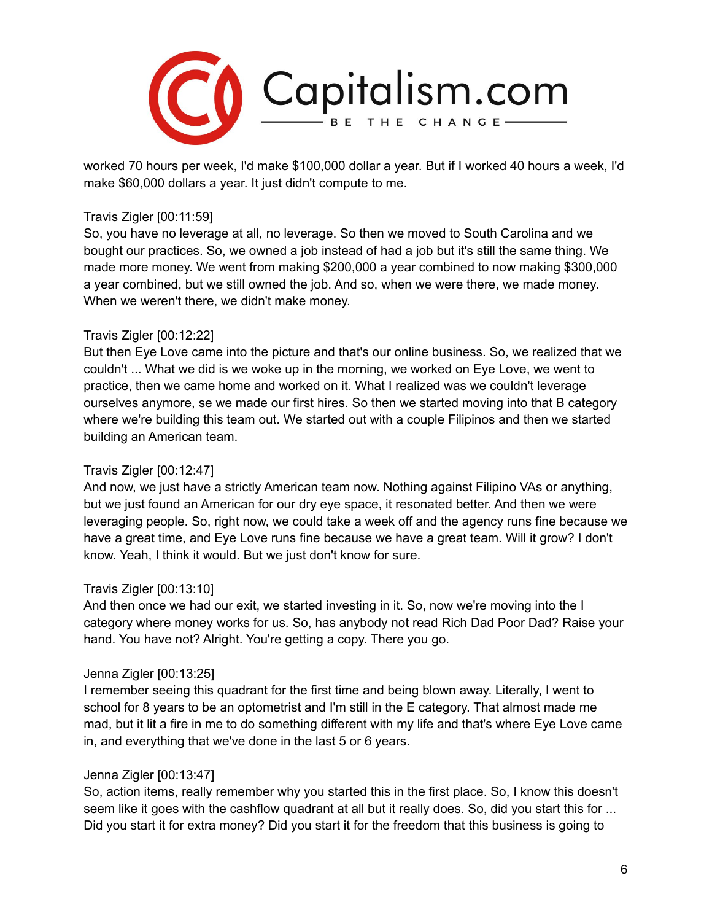worked 70 hours per week, I'd make $100,000 dollar a year. But if I worked 40 hours a week, I'd make $60,000 dollars a year. It just didn't compute to me.

Travis Zigler [00:11:59]
So, you have no leverage at all, no leverage. So then we moved to South Carolina and we bought our practices. So, we owned a job instead of had a job but it's still the same thing. We made more money. We went from making $200,000 a year combined to now making $300,000 a year combined, but we still owned the job. And so, when we were there, we made money. When we weren't there, we didn't make money.

Travis Zigler [00:12:22]
But then Eye Love came into the picture and that's our online business. So, we realized that we couldn't ... What we did is we woke up in the morning, we worked on Eye Love, we went to practice, then we came home and worked on it. What I realized was we couldn't leverage ourselves anymore, se we made our first hires. So then we started moving into that B category where we're building this team out. We started out with a couple Filipinos and then we started building an American team.

Travis Zigler [00:12:47]
And now, we just have a strictly American team now. Nothing against Filipino VAs or anything, but we just found an American for our dry eye space, it resonated better. And then we were leveraging people. So, right now, we could take a week off and the agency runs fine because we have a great time, and Eye Love runs fine because we have a great team. Will it grow? I don't know. Yeah, I think it would. But we just don't know for sure.

Travis Zigler [00:13:10]
And then once we had our exit, we started investing in it. So, now we're moving into the I category where money works for us. So, has anybody not read Rich Dad Poor Dad? Raise your hand. You have not? Alright. You're getting a copy. There you go.

Jenna Zigler [00:13:25]
I remember seeing this quadrant for the first time and being blown away. Literally, I went to school for 8 years to be an optometrist and I'm still in the E category. That almost made me mad, but it lit a fire in me to do something different with my life and that's where Eye Love came in, and everything that we've done in the last 5 or 6 years.

Jenna Zigler [00:13:47]
So, action items, really remember why you started this in the first place. So, I know this doesn't seem like it goes with the cashflow quadrant at all but it really does. So, did you start this for ... Did you start it for extra money? Did you start it for the freedom that this business is going to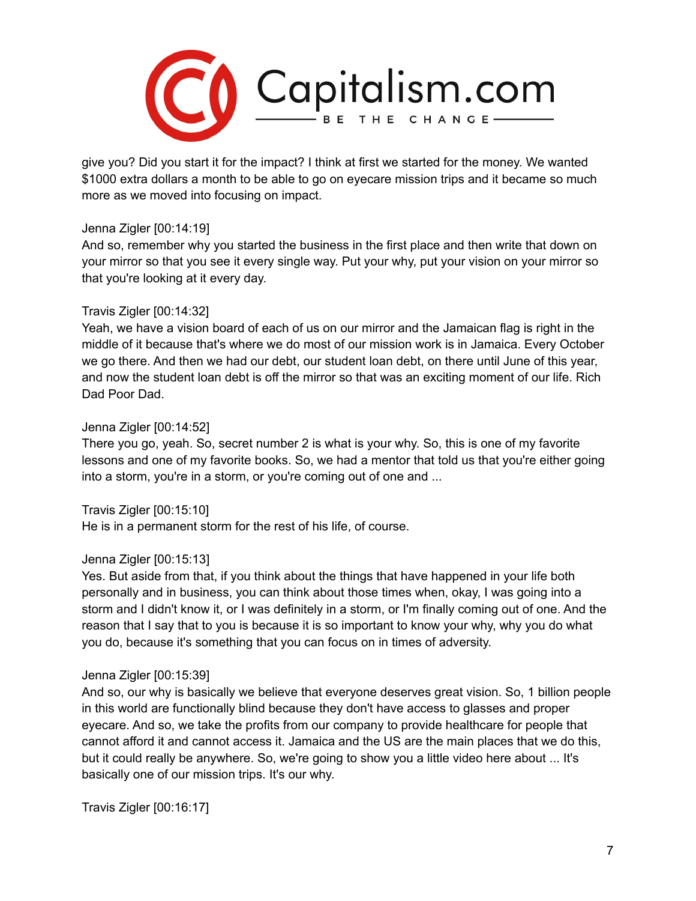give you? Did you start it for the impact? I think at first we started for the money. We wanted $1000 extra dollars a month to be able to go on eyecare mission trips and it became so much more as we moved into focusing on impact.

Jenna Zigler [00:14:19]
And so, remember why you started the business in the first place and then write that down on your mirror so that you see it every single way. Put your why, put your vision on your mirror so that you're looking at it every day.

Travis Zigler [00:14:32]
Yeah, we have a vision board of each of us on our mirror and the Jamaican flag is right in the middle of it because that's where we do most of our mission work is in Jamaica. Every October we go there. And then we had our debt, our student loan debt, on there until June of this year, and now the student loan debt is off the mirror so that was an exciting moment of our life. Rich Dad Poor Dad.

Jenna Zigler [00:14:52]
There you go, yeah. So, secret number 2 is what is your why. So, this is one of my favorite lessons and one of my favorite books. So, we had a mentor that told us that you're either going into a storm, you're in a storm, or you're coming out of one and ...

Travis Zigler [00:15:10]
He is in a permanent storm for the rest of his life, of course.

Jenna Zigler [00:15:13]
Yes. But aside from that, if you think about the things that have happened in your life both personally and in business, you can think about those times when, okay, I was going into a storm and I didn't know it, or I was definitely in a storm, or I'm finally coming out of one. And the reason that I say that to you is because it is so important to know your why, why you do what you do, because it's something that you can focus on in times of adversity.

Jenna Zigler [00:15:39]
And so, our why is basically we believe that everyone deserves great vision. So, 1 billion people in this world are functionally blind because they don't have access to glasses and proper eyecare. And so, we take the profits from our company to provide healthcare for people that cannot afford it and cannot access it. Jamaica and the US are the main places that we do this, but it could really be anywhere. So, we're going to show you a little video here about ... It's basically one of our mission trips. It's our why.

Travis Zigler [00:16:17]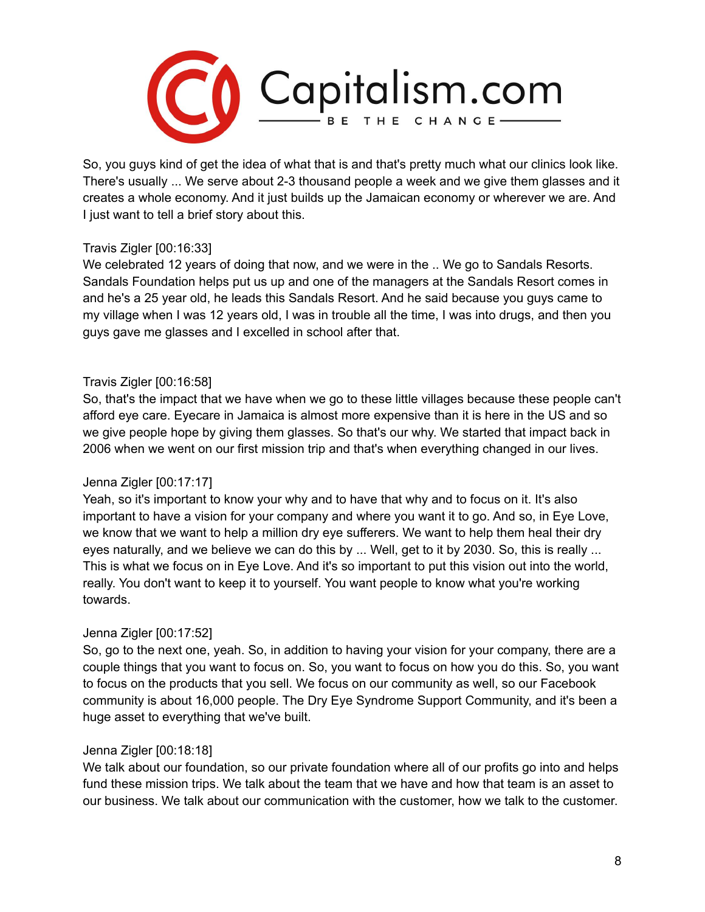So, you guys kind of get the idea of what that is and that's pretty much what our clinics look like. There's usually ... We serve about 2-3 thousand people a week and we give them glasses and it creates a whole economy. And it just builds up the Jamaican economy or wherever we are. And I just want to tell a brief story about this.

Travis Zigler [00:16:33]
We celebrated 12 years of doing that now, and we were in the .. We go to Sandals Resorts. Sandals Foundation helps put us up and one of the managers at the Sandals Resort comes in and he's a 25 year old, he leads this Sandals Resort. And he said because you guys came to my village when I was 12 years old, I was in trouble all the time, I was into drugs, and then you guys gave me glasses and I excelled in school after that.

Travis Zigler [00:16:58]
So, that's the impact that we have when we go to these little villages because these people can't afford eye care. Eyecare in Jamaica is almost more expensive than it is here in the US and so we give people hope by giving them glasses. So that's our why. We started that impact back in 2006 when we went on our first mission trip and that's when everything changed in our lives.

Jenna Zigler [00:17:17]
Yeah, so it's important to know your why and to have that why and to focus on it. It's also important to have a vision for your company and where you want it to go. And so, in Eye Love, we know that we want to help a million dry eye sufferers. We want to help them heal their dry eyes naturally, and we believe we can do this by ... Well, get to it by 2030. So, this is really ... This is what we focus on in Eye Love. And it's so important to put this vision out into the world, really. You don't want to keep it to yourself. You want people to know what you're working towards.

Jenna Zigler [00:17:52]
So, go to the next one, yeah. So, in addition to having your vision for your company, there are a couple things that you want to focus on. So, you want to focus on how you do this. So, you want to focus on the products that you sell. We focus on our community as well, so our Facebook community is about 16,000 people. The Dry Eye Syndrome Support Community, and it's been a huge asset to everything that we've built.

Jenna Zigler [00:18:18]
We talk about our foundation, so our private foundation where all of our profits go into and helps fund these mission trips. We talk about the team that we have and how that team is an asset to our business. We talk about our communication with the customer, how we talk to the customer.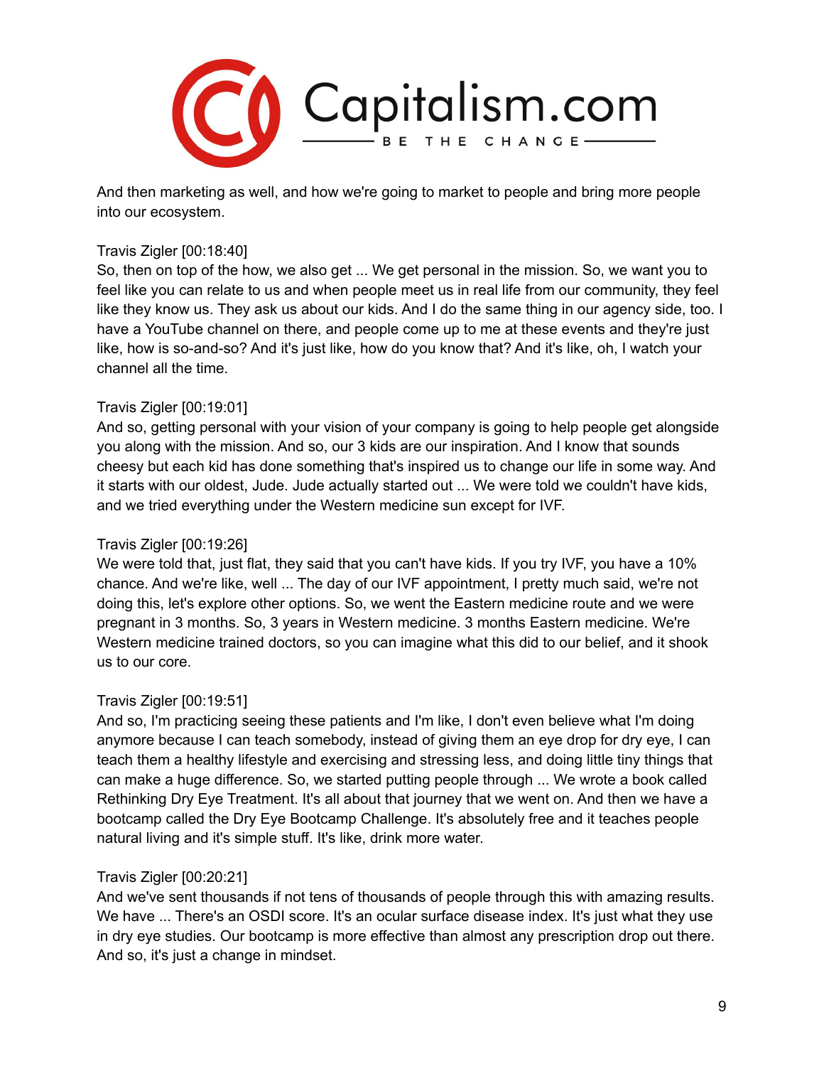And then marketing as well, and how we're going to market to people and bring more people into our ecosystem.

Travis Zigler [00:18:40]
So, then on top of the how, we also get ... We get personal in the mission. So, we want you to feel like you can relate to us and when people meet us in real life from our community, they feel like they know us. They ask us about our kids. And I do the same thing in our agency side, too. I have a YouTube channel on there, and people come up to me at these events and they're just like, how is so-and-so? And it's just like, how do you know that? And it's like, oh, I watch your channel all the time.

Travis Zigler [00:19:01]
And so, getting personal with your vision of your company is going to help people get alongside you along with the mission. And so, our 3 kids are our inspiration. And I know that sounds cheesy but each kid has done something that's inspired us to change our life in some way. And it starts with our oldest, Jude. Jude actually started out ... We were told we couldn't have kids, and we tried everything under the Western medicine sun except for IVF.

Travis Zigler [00:19:26]
We were told that, just flat, they said that you can't have kids. If you try IVF, you have a 10% chance. And we're like, well ... The day of our IVF appointment, I pretty much said, we're not doing this, let's explore other options. So, we went the Eastern medicine route and we were pregnant in 3 months. So, 3 years in Western medicine. 3 months Eastern medicine. We're Western medicine trained doctors, so you can imagine what this did to our belief, and it shook us to our core.

Travis Zigler [00:19:51]
And so, I'm practicing seeing these patients and I'm like, I don't even believe what I'm doing anymore because I can teach somebody, instead of giving them an eye drop for dry eye, I can teach them a healthy lifestyle and exercising and stressing less, and doing little tiny things that can make a huge difference. So, we started putting people through ... We wrote a book called Rethinking Dry Eye Treatment. It's all about that journey that we went on. And then we have a bootcamp called the Dry Eye Bootcamp Challenge. It's absolutely free and it teaches people natural living and it's simple stuff. It's like, drink more water.

Travis Zigler [00:20:21]
And we've sent thousands if not tens of thousands of people through this with amazing results. We have ... There's an OSDI score. It's an ocular surface disease index. It's just what they use in dry eye studies. Our bootcamp is more effective than almost any prescription drop out there. And so, it's just a change in mindset.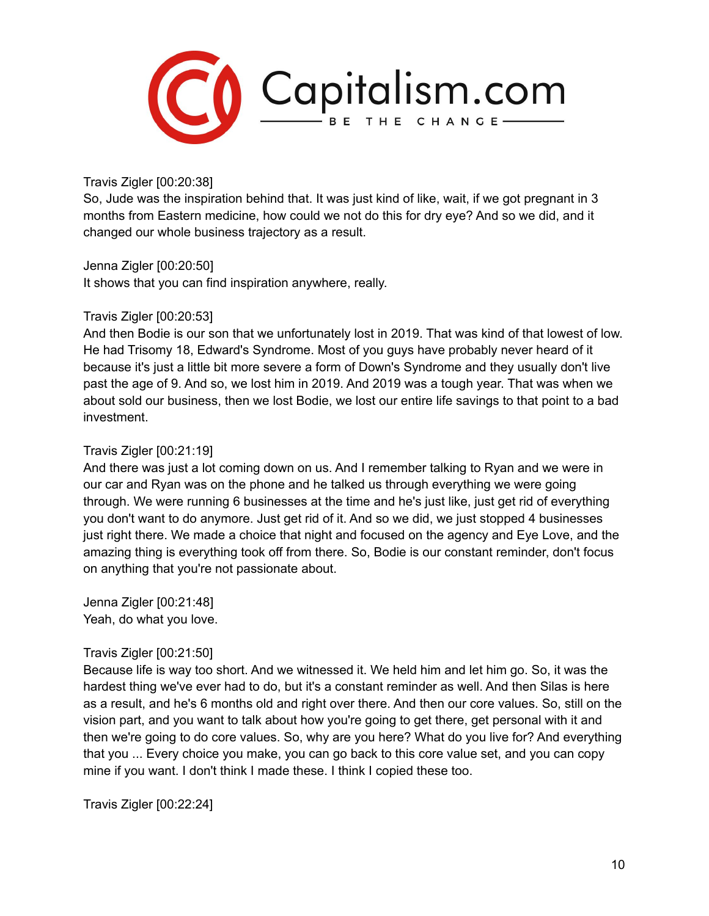Travis Zigler [00:20:38]
So, Jude was the inspiration behind that. It was just kind of like, wait, if we got pregnant in 3 months from Eastern medicine, how could we not do this for dry eye? And so we did, and it changed our whole business trajectory as a result.

Jenna Zigler [00:20:50]
It shows that you can find inspiration anywhere, really.

Travis Zigler [00:20:53]
And then Bodie is our son that we unfortunately lost in 2019. That was kind of that lowest of low. He had Trisomy 18, Edward's Syndrome. Most of you guys have probably never heard of it because it's just a little bit more severe a form of Down's Syndrome and they usually don't live past the age of 9. And so, we lost him in 2019. And 2019 was a tough year. That was when we about sold our business, then we lost Bodie, we lost our entire life savings to that point to a bad investment.

Travis Zigler [00:21:19]
And there was just a lot coming down on us. And I remember talking to Ryan and we were in our car and Ryan was on the phone and he talked us through everything we were going through. We were running 6 businesses at the time and he's just like, just get rid of everything you don't want to do anymore. Just get rid of it. And so we did, we just stopped 4 businesses just right there. We made a choice that night and focused on the agency and Eye Love, and the amazing thing is everything took off from there. So, Bodie is our constant reminder, don't focus on anything that you're not passionate about.

Jenna Zigler [00:21:48]
Yeah, do what you love.

Travis Zigler [00:21:50]
Because life is way too short. And we witnessed it. We held him and let him go. So, it was the hardest thing we've ever had to do, but it's a constant reminder as well. And then Silas is here as a result, and he's 6 months old and right over there. And then our core values. So, still on the vision part, and you want to talk about how you're going to get there, get personal with it and then we're going to do core values. So, why are you here? What do you live for? And everything that you ... Every choice you make, you can go back to this core value set, and you can copy mine if you want. I don't think I made these. I think I copied these too.

Travis Zigler [00:22:24]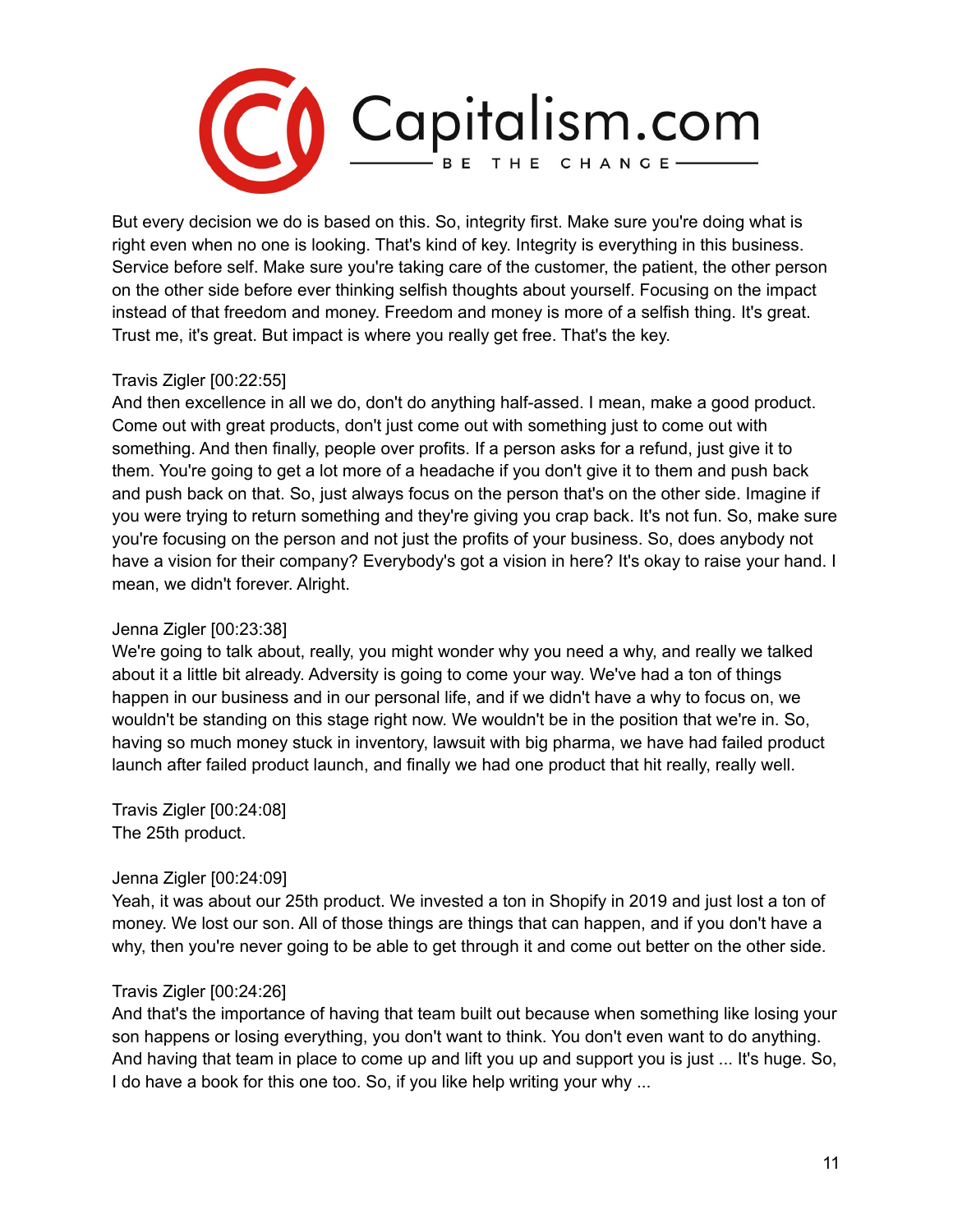But every decision we do is based on this. So, integrity first. Make sure you're doing what is right even when no one is looking. That's kind of key. Integrity is everything in this business. Service before self. Make sure you're taking care of the customer, the patient, the other person on the other side before ever thinking selfish thoughts about yourself. Focusing on the impact instead of that freedom and money. Freedom and money is more of a selfish thing. It's great. Trust me, it's great. But impact is where you really get free. That's the key.

Travis Zigler [00:22:55]
And then excellence in all we do, don't do anything half-assed. I mean, make a good product. Come out with great products, don't just come out with something just to come out with something. And then finally, people over profits. If a person asks for a refund, just give it to them. You're going to get a lot more of a headache if you don't give it to them and push back and push back on that. So, just always focus on the person that's on the other side. Imagine if you were trying to return something and they're giving you crap back. It's not fun. So, make sure you're focusing on the person and not just the profits of your business. So, does anybody not have a vision for their company? Everybody's got a vision in here? It's okay to raise your hand. I mean, we didn't forever. Alright.

Jenna Zigler [00:23:38]
We're going to talk about, really, you might wonder why you need a why, and really we talked about it a little bit already. Adversity is going to come your way. We've had a ton of things happen in our business and in our personal life, and if we didn't have a why to focus on, we wouldn't be standing on this stage right now. We wouldn't be in the position that we're in. So, having so much money stuck in inventory, lawsuit with big pharma, we have had failed product launch after failed product launch, and finally we had one product that hit really, really well.

Travis Zigler [00:24:08]
The 25th product.

Jenna Zigler [00:24:09]
Yeah, it was about our 25th product. We invested a ton in Shopify in 2019 and just lost a ton of money. We lost our son. All of those things are things that can happen, and if you don't have a why, then you're never going to be able to get through it and come out better on the other side.

Travis Zigler [00:24:26]
And that's the importance of having that team built out because when something like losing your son happens or losing everything, you don't want to think. You don't even want to do anything. And having that team in place to come up and lift you up and support you is just ... It's huge. So, I do have a book for this one too. So, if you like help writing your why ...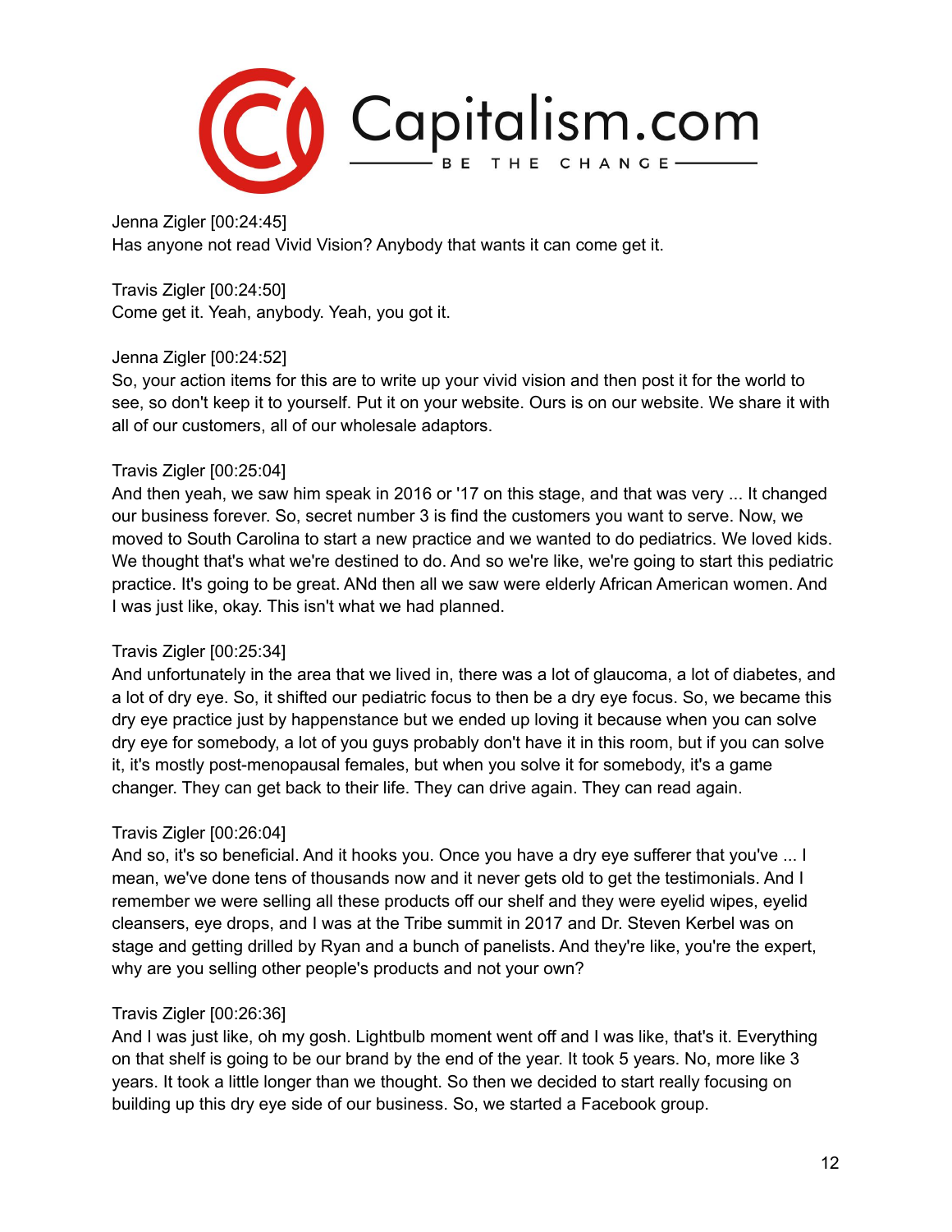Jenna Zigler [00:24:45]
Has anyone not read Vivid Vision? Anybody that wants it can come get it.

Travis Zigler [00:24:50]
Come get it. Yeah, anybody. Yeah, you got it.

Jenna Zigler [00:24:52]
So, your action items for this are to write up your vivid vision and then post it for the world to see, so don't keep it to yourself. Put it on your website. Ours is on our website. We share it with all of our customers, all of our wholesale adaptors.

Travis Zigler [00:25:04]
And then yeah, we saw him speak in 2016 or '17 on this stage, and that was very ... It changed our business forever. So, secret number 3 is find the customers you want to serve. Now, we moved to South Carolina to start a new practice and we wanted to do pediatrics. We loved kids. We thought that's what we're destined to do. And so we're like, we're going to start this pediatric practice. It's going to be great. ANd then all we saw were elderly African American women. And I was just like, okay. This isn't what we had planned.

Travis Zigler [00:25:34]
And unfortunately in the area that we lived in, there was a lot of glaucoma, a lot of diabetes, and a lot of dry eye. So, it shifted our pediatric focus to then be a dry eye focus. So, we became this dry eye practice just by happenstance but we ended up loving it because when you can solve dry eye for somebody, a lot of you guys probably don't have it in this room, but if you can solve it, it's mostly post-menopausal females, but when you solve it for somebody, it's a game changer. They can get back to their life. They can drive again. They can read again.

Travis Zigler [00:26:04]
And so, it's so beneficial. And it hooks you. Once you have a dry eye sufferer that you've ... I mean, we've done tens of thousands now and it never gets old to get the testimonials. And I remember we were selling all these products off our shelf and they were eyelid wipes, eyelid cleansers, eye drops, and I was at the Tribe summit in 2017 and Dr. Steven Kerbel was on stage and getting drilled by Ryan and a bunch of panelists. And they're like, you're the expert, why are you selling other people's products and not your own?

Travis Zigler [00:26:36]
And I was just like, oh my gosh. Lightbulb moment went off and I was like, that's it. Everything on that shelf is going to be our brand by the end of the year. It took 5 years. No, more like 3 years. It took a little longer than we thought. So then we decided to start really focusing on building up this dry eye side of our business. So, we started a Facebook group.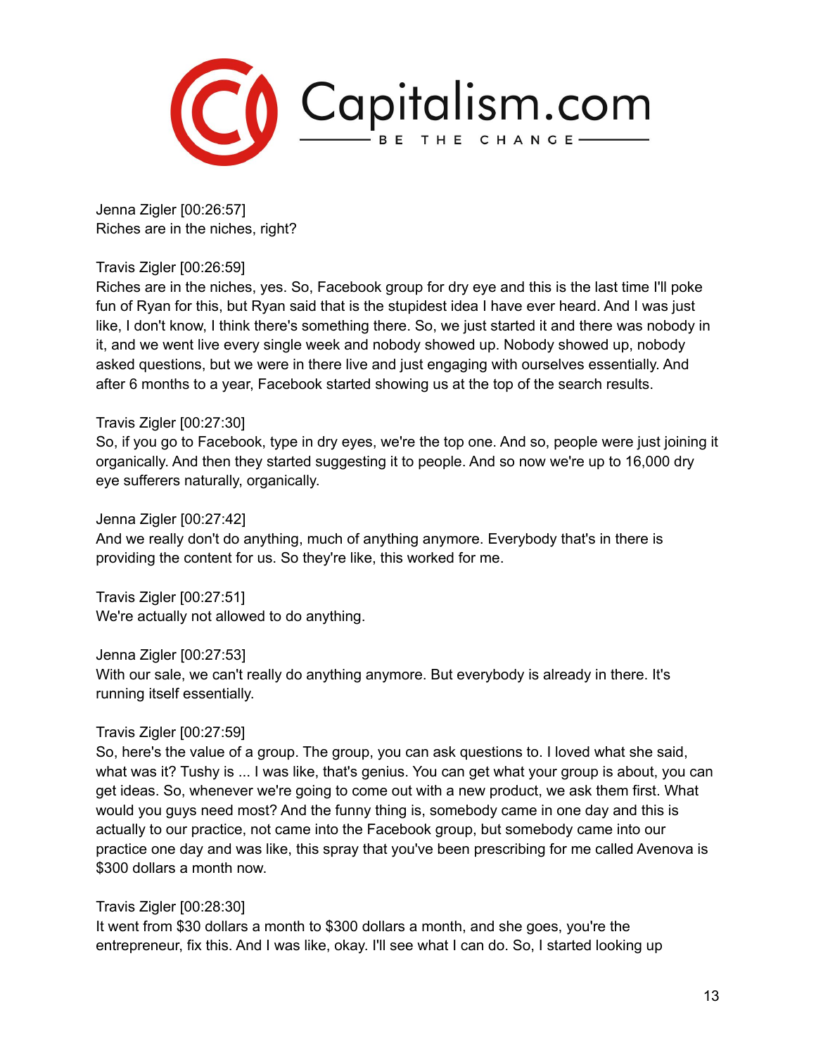Jenna Zigler [00:26:57]
Riches are in the niches, right?

Travis Zigler [00:26:59]
Riches are in the niches, yes. So, Facebook group for dry eye and this is the last time I'll poke fun of Ryan for this, but Ryan said that is the stupidest idea I have ever heard. And I was just like, I don't know, I think there's something there. So, we just started it and there was nobody in it, and we went live every single week and nobody showed up. Nobody showed up, nobody asked questions, but we were in there live and just engaging with ourselves essentially. And after 6 months to a year, Facebook started showing us at the top of the search results.

Travis Zigler [00:27:30]
So, if you go to Facebook, type in dry eyes, we're the top one. And so, people were just joining it organically. And then they started suggesting it to people. And so now we're up to 16,000 dry eye sufferers naturally, organically.

Jenna Zigler [00:27:42]
And we really don't do anything, much of anything anymore. Everybody that's in there is providing the content for us. So they're like, this worked for me.

Travis Zigler [00:27:51]
We're actually not allowed to do anything.

Jenna Zigler [00:27:53]
With our sale, we can't really do anything anymore. But everybody is already in there. It's running itself essentially.

Travis Zigler [00:27:59]
So, here's the value of a group. The group, you can ask questions to. I loved what she said, what was it? Tushy is ... I was like, that's genius. You can get what your group is about, you can get ideas. So, whenever we're going to come out with a new product, we ask them first. What would you guys need most? And the funny thing is, somebody came in one day and this is actually to our practice, not came into the Facebook group, but somebody came into our practice one day and was like, this spray that you've been prescribing for me called Avenova is $300 dollars a month now.

Travis Zigler [00:28:30]
It went from $30 dollars a month to $300 dollars a month, and she goes, you're the entrepreneur, fix this. And I was like, okay. I'll see what I can do. So, I started looking up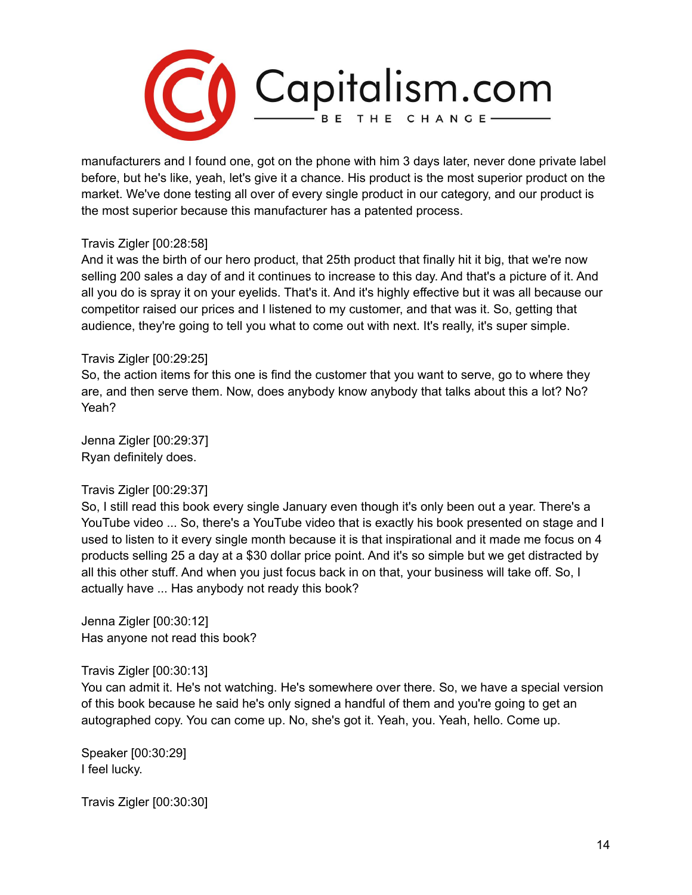manufacturers and I found one, got on the phone with him 3 days later, never done private label before, but he's like, yeah, let's give it a chance. His product is the most superior product on the market. We've done testing all over of every single product in our category, and our product is the most superior because this manufacturer has a patented process.

Travis Zigler [00:28:58]
And it was the birth of our hero product, that 25th product that finally hit it big, that we're now selling 200 sales a day of and it continues to increase to this day. And that's a picture of it. And all you do is spray it on your eyelids. That's it. And it's highly effective but it was all because our competitor raised our prices and I listened to my customer, and that was it. So, getting that audience, they're going to tell you what to come out with next. It's really, it's super simple.

Travis Zigler [00:29:25]
So, the action items for this one is find the customer that you want to serve, go to where they are, and then serve them. Now, does anybody know anybody that talks about this a lot? No? Yeah?

Jenna Zigler [00:29:37]
Ryan definitely does.

Travis Zigler [00:29:37]
So, I still read this book every single January even though it's only been out a year. There's a YouTube video ... So, there's a YouTube video that is exactly his book presented on stage and I used to listen to it every single month because it is that inspirational and it made me focus on 4 products selling 25 a day at a $30 dollar price point. And it's so simple but we get distracted by all this other stuff. And when you just focus back in on that, your business will take off. So, I actually have ... Has anybody not ready this book?

Jenna Zigler [00:30:12]
Has anyone not read this book?

Travis Zigler [00:30:13]
You can admit it. He's not watching. He's somewhere over there. So, we have a special version of this book because he said he's only signed a handful of them and you're going to get an autographed copy. You can come up. No, she's got it. Yeah, you. Yeah, hello. Come up.

Speaker [00:30:29]
I feel lucky.

Travis Zigler [00:30:30]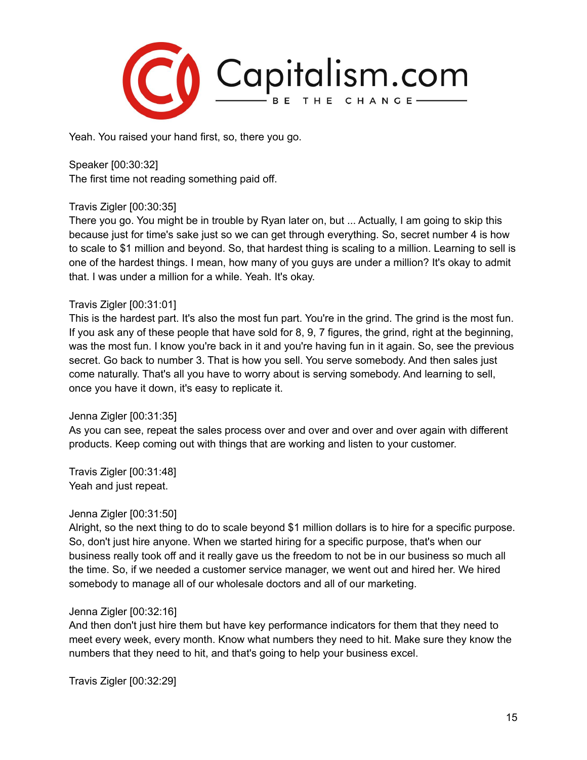Yeah. You raised your hand first, so, there you go.

Speaker [00:30:32]
The first time not reading something paid off.

Travis Zigler [00:30:35]
There you go. You might be in trouble by Ryan later on, but ... Actually, I am going to skip this because just for time's sake just so we can get through everything. So, secret number 4 is how to scale to $1 million and beyond. So, that hardest thing is scaling to a million. Learning to sell is one of the hardest things. I mean, how many of you guys are under a million? It's okay to admit that. I was under a million for a while. Yeah. It's okay.

Travis Zigler [00:31:01]
This is the hardest part. It's also the most fun part. You're in the grind. The grind is the most fun. If you ask any of these people that have sold for 8, 9, 7 figures, the grind, right at the beginning, was the most fun. I know you're back in it and you're having fun in it again. So, see the previous secret. Go back to number 3. That is how you sell. You serve somebody. And then sales just come naturally. That's all you have to worry about is serving somebody. And learning to sell, once you have it down, it's easy to replicate it.

Jenna Zigler [00:31:35]
As you can see, repeat the sales process over and over and over and over again with different products. Keep coming out with things that are working and listen to your customer.

Travis Zigler [00:31:48]
Yeah and just repeat.

Jenna Zigler [00:31:50]
Alright, so the next thing to do to scale beyond $1 million dollars is to hire for a specific purpose. So, don't just hire anyone. When we started hiring for a specific purpose, that's when our business really took off and it really gave us the freedom to not be in our business so much all the time. So, if we needed a customer service manager, we went out and hired her. We hired somebody to manage all of our wholesale doctors and all of our marketing.

Jenna Zigler [00:32:16]
And then don't just hire them but have key performance indicators for them that they need to meet every week, every month. Know what numbers they need to hit. Make sure they know the numbers that they need to hit, and that's going to help your business excel.

Travis Zigler [00:32:29]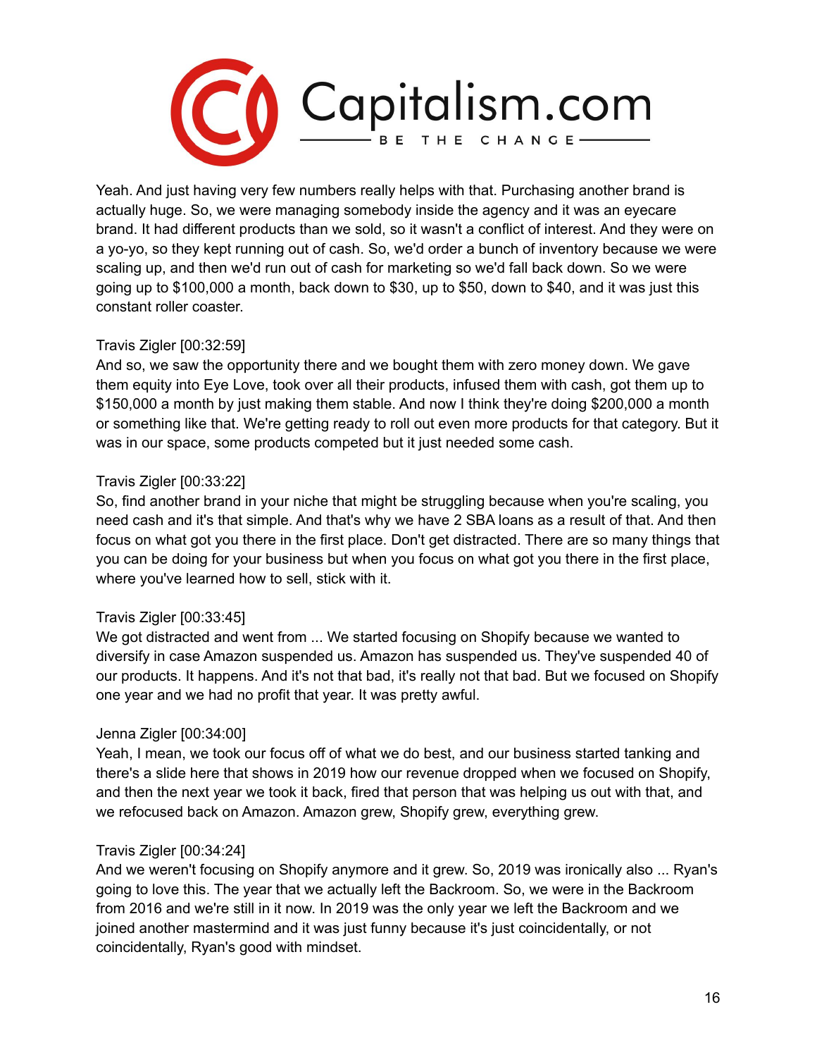Yeah. And just having very few numbers really helps with that. Purchasing another brand is actually huge. So, we were managing somebody inside the agency and it was an eyecare brand. It had different products than we sold, so it wasn't a conflict of interest. And they were on a yo-yo, so they kept running out of cash. So, we'd order a bunch of inventory because we were scaling up, and then we'd run out of cash for marketing so we'd fall back down. So we were going up to $100,000 a month, back down to $30, up to $50, down to $40, and it was just this constant roller coaster.

Travis Zigler [00:32:59]
And so, we saw the opportunity there and we bought them with zero money down. We gave them equity into Eye Love, took over all their products, infused them with cash, got them up to $150,000 a month by just making them stable. And now I think they're doing $200,000 a month or something like that. We're getting ready to roll out even more products for that category. But it was in our space, some products competed but it just needed some cash.

Travis Zigler [00:33:22]
So, find another brand in your niche that might be struggling because when you're scaling, you need cash and it's that simple. And that's why we have 2 SBA loans as a result of that. And then focus on what got you there in the first place. Don't get distracted. There are so many things that you can be doing for your business but when you focus on what got you there in the first place, where you've learned how to sell, stick with it.

Travis Zigler [00:33:45]
We got distracted and went from ... We started focusing on Shopify because we wanted to diversify in case Amazon suspended us. Amazon has suspended us. They've suspended 40 of our products. It happens. And it's not that bad, it's really not that bad. But we focused on Shopify one year and we had no profit that year. It was pretty awful.

Jenna Zigler [00:34:00]
Yeah, I mean, we took our focus off of what we do best, and our business started tanking and there's a slide here that shows in 2019 how our revenue dropped when we focused on Shopify, and then the next year we took it back, fired that person that was helping us out with that, and we refocused back on Amazon. Amazon grew, Shopify grew, everything grew.

Travis Zigler [00:34:24]
And we weren't focusing on Shopify anymore and it grew. So, 2019 was ironically also ... Ryan's going to love this. The year that we actually left the Backroom. So, we were in the Backroom from 2016 and we're still in it now. In 2019 was the only year we left the Backroom and we joined another mastermind and it was just funny because it's just coincidentally, or not coincidentally, Ryan's good with mindset.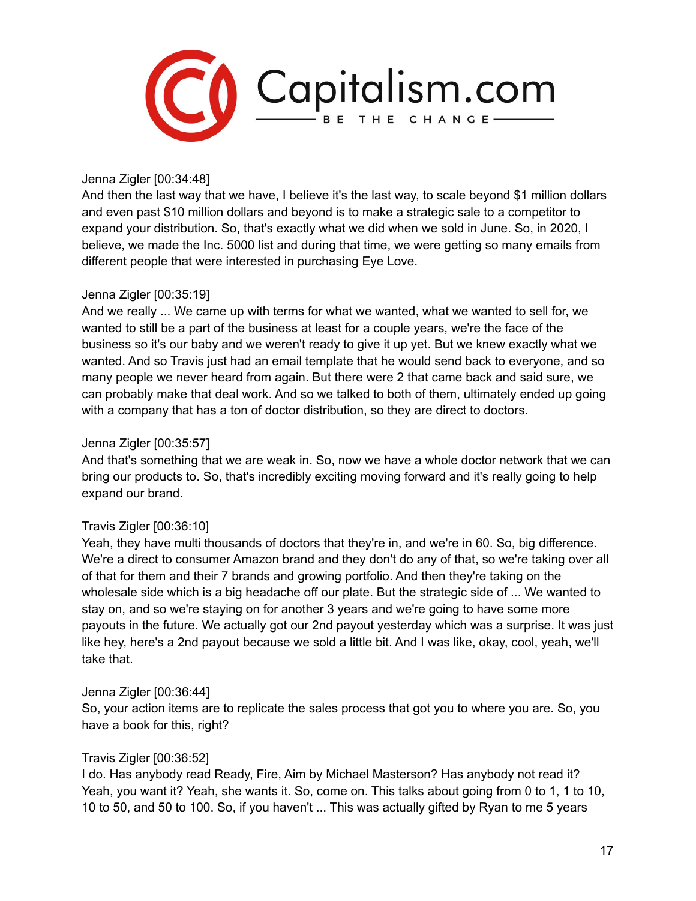Jenna Zigler [00:34:48]
And then the last way that we have, I believe it's the last way, to scale beyond $1 million dollars and even past $10 million dollars and beyond is to make a strategic sale to a competitor to expand your distribution. So, that's exactly what we did when we sold in June. So, in 2020, I believe, we made the Inc. 5000 list and during that time, we were getting so many emails from different people that were interested in purchasing Eye Love.

Jenna Zigler [00:35:19]
And we really ... We came up with terms for what we wanted, what we wanted to sell for, we wanted to still be a part of the business at least for a couple years, we're the face of the business so it's our baby and we weren't ready to give it up yet. But we knew exactly what we wanted. And so Travis just had an email template that he would send back to everyone, and so many people we never heard from again. But there were 2 that came back and said sure, we can probably make that deal work. And so we talked to both of them, ultimately ended up going with a company that has a ton of doctor distribution, so they are direct to doctors.

Jenna Zigler [00:35:57]
And that's something that we are weak in. So, now we have a whole doctor network that we can bring our products to. So, that's incredibly exciting moving forward and it's really going to help expand our brand.

Travis Zigler [00:36:10]
Yeah, they have multi thousands of doctors that they're in, and we're in 60. So, big difference. We're a direct to consumer Amazon brand and they don't do any of that, so we're taking over all of that for them and their 7 brands and growing portfolio. And then they're taking on the wholesale side which is a big headache off our plate. But the strategic side of ... We wanted to stay on, and so we're staying on for another 3 years and we're going to have some more payouts in the future. We actually got our 2nd payout yesterday which was a surprise. It was just like hey, here's a 2nd payout because we sold a little bit. And I was like, okay, cool, yeah, we'll take that.

Jenna Zigler [00:36:44]
So, your action items are to replicate the sales process that got you to where you are. So, you have a book for this, right?

Travis Zigler [00:36:52]
I do. Has anybody read Ready, Fire, Aim by Michael Masterson? Has anybody not read it? Yeah, you want it? Yeah, she wants it. So, come on. This talks about going from 0 to 1, 1 to 10, 10 to 50, and 50 to 100. So, if you haven't ... This was actually gifted by Ryan to me 5 years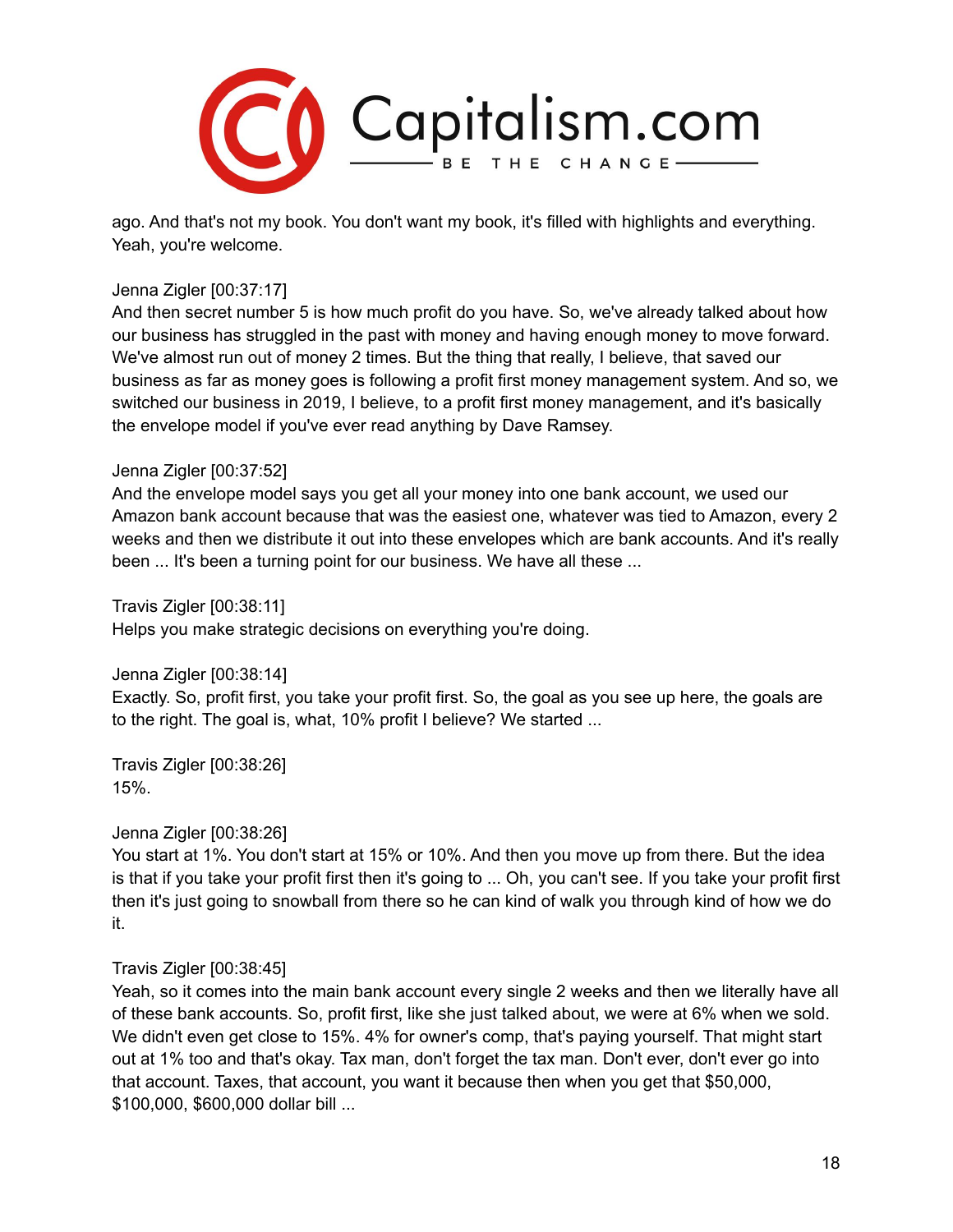ago. And that's not my book. You don't want my book, it's filled with highlights and everything. Yeah, you're welcome.

Jenna Zigler [00:37:17]
And then secret number 5 is how much profit do you have. So, we've already talked about how our business has struggled in the past with money and having enough money to move forward. We've almost run out of money 2 times. But the thing that really, I believe, that saved our business as far as money goes is following a profit first money management system. And so, we switched our business in 2019, I believe, to a profit first money management, and it's basically the envelope model if you've ever read anything by Dave Ramsey.

Jenna Zigler [00:37:52]
And the envelope model says you get all your money into one bank account, we used our Amazon bank account because that was the easiest one, whatever was tied to Amazon, every 2 weeks and then we distribute it out into these envelopes which are bank accounts. And it's really been ... It's been a turning point for our business. We have all these ...

Travis Zigler [00:38:11]
Helps you make strategic decisions on everything you're doing.

Jenna Zigler [00:38:14]
Exactly. So, profit first, you take your profit first. So, the goal as you see up here, the goals are to the right. The goal is, what, 10% profit I believe? We started ...

Travis Zigler [00:38:26]
15%.

Jenna Zigler [00:38:26]
You start at 1%. You don't start at 15% or 10%. And then you move up from there. But the idea is that if you take your profit first then it's going to ... Oh, you can't see. If you take your profit first then it's just going to snowball from there so he can kind of walk you through kind of how we do it.

Travis Zigler [00:38:45]
Yeah, so it comes into the main bank account every single 2 weeks and then we literally have all of these bank accounts. So, profit first, like she just talked about, we were at 6% when we sold. We didn't even get close to 15%. 4% for owner's comp, that's paying yourself. That might start out at 1% too and that's okay. Tax man, don't forget the tax man. Don't ever, don't ever go into that account. Taxes, that account, you want it because then when you get that $50,000, $100,000, $600,000 dollar bill ...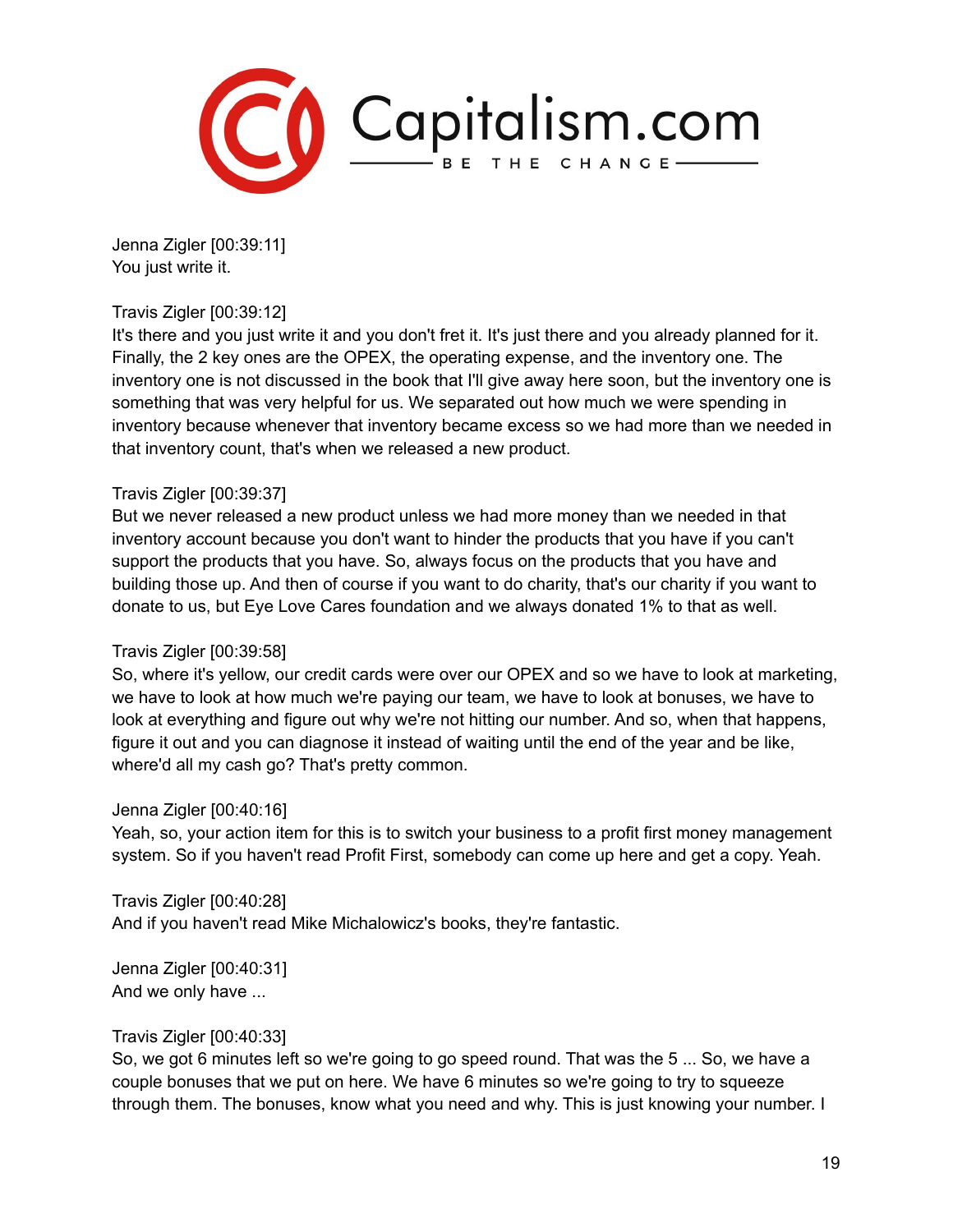Jenna Zigler [00:39:11]
You just write it.

Travis Zigler [00:39:12]
It's there and you just write it and you don't fret it. It's just there and you already planned for it. Finally, the 2 key ones are the OPEX, the operating expense, and the inventory one. The inventory one is not discussed in the book that I'll give away here soon, but the inventory one is something that was very helpful for us. We separated out how much we were spending in inventory because whenever that inventory became excess so we had more than we needed in that inventory count, that's when we released a new product.

Travis Zigler [00:39:37]
But we never released a new product unless we had more money than we needed in that inventory account because you don't want to hinder the products that you have if you can't support the products that you have. So, always focus on the products that you have and building those up. And then of course if you want to do charity, that's our charity if you want to donate to us, but Eye Love Cares foundation and we always donated 1% to that as well.

Travis Zigler [00:39:58]
So, where it's yellow, our credit cards were over our OPEX and so we have to look at marketing, we have to look at how much we're paying our team, we have to look at bonuses, we have to look at everything and figure out why we're not hitting our number. And so, when that happens, figure it out and you can diagnose it instead of waiting until the end of the year and be like, where'd all my cash go? That's pretty common.

Jenna Zigler [00:40:16]
Yeah, so, your action item for this is to switch your business to a profit first money management system. So if you haven't read Profit First, somebody can come up here and get a copy. Yeah.

Travis Zigler [00:40:28]
And if you haven't read Mike Michalowicz's books, they're fantastic.

Jenna Zigler [00:40:31]
And we only have ...

Travis Zigler [00:40:33]
So, we got 6 minutes left so we're going to go speed round. That was the 5 ... So, we have a couple bonuses that we put on here. We have 6 minutes so we're going to try to squeeze through them. The bonuses, know what you need and why. This is just knowing your number. I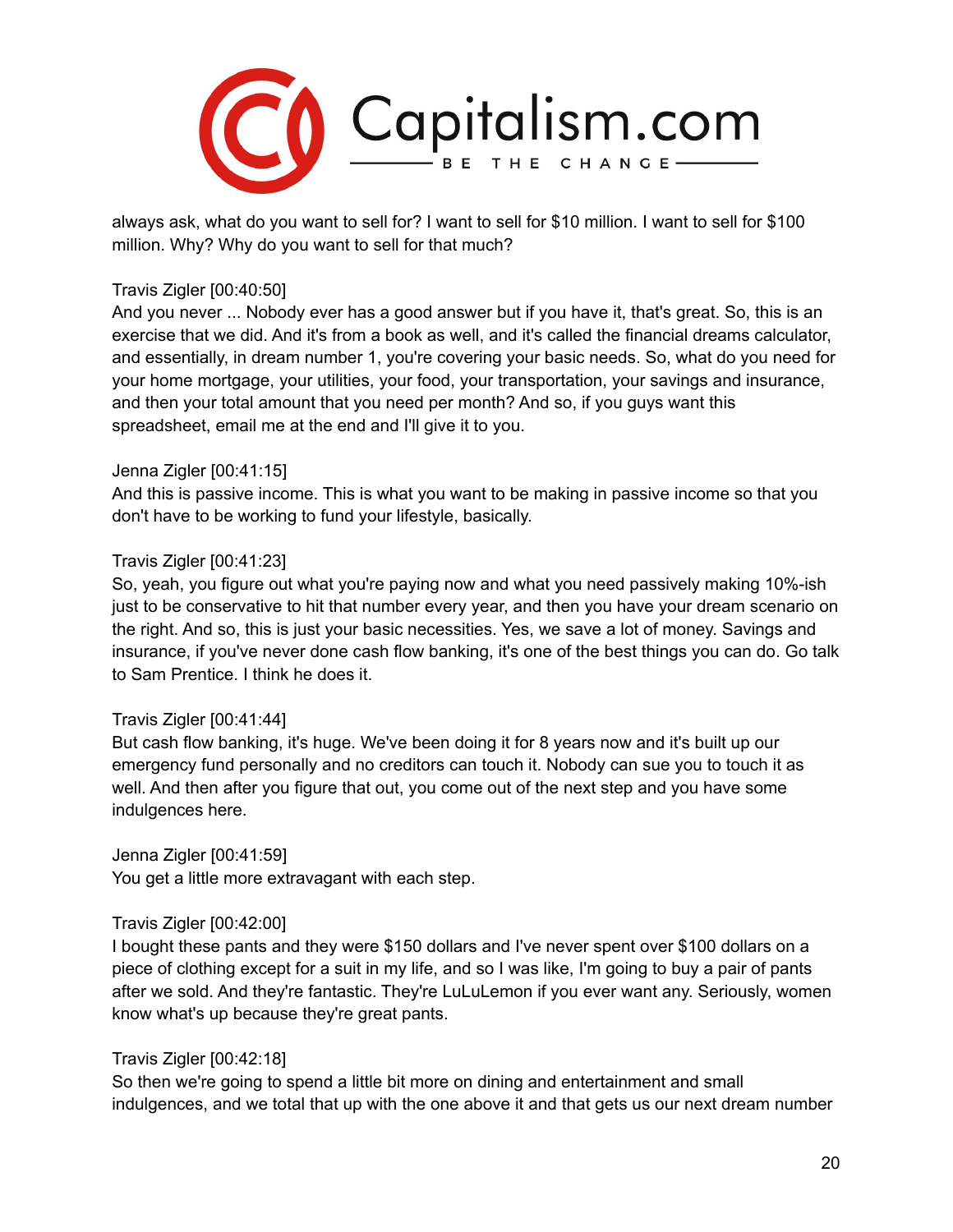always ask, what do you want to sell for? I want to sell for $10 million. I want to sell for $100 million. Why? Why do you want to sell for that much?

Travis Zigler [00:40:50]
And you never ... Nobody ever has a good answer but if you have it, that's great. So, this is an exercise that we did. And it's from a book as well, and it's called the financial dreams calculator, and essentially, in dream number 1, you're covering your basic needs. So, what do you need for your home mortgage, your utilities, your food, your transportation, your savings and insurance, and then your total amount that you need per month? And so, if you guys want this spreadsheet, email me at the end and I'll give it to you.

Jenna Zigler [00:41:15]
And this is passive income. This is what you want to be making in passive income so that you don't have to be working to fund your lifestyle, basically.

Travis Zigler [00:41:23]
So, yeah, you figure out what you're paying now and what you need passively making 10%-ish just to be conservative to hit that number every year, and then you have your dream scenario on the right. And so, this is just your basic necessities. Yes, we save a lot of money. Savings and insurance, if you've never done cash flow banking, it's one of the best things you can do. Go talk to Sam Prentice. I think he does it.

Travis Zigler [00:41:44]
But cash flow banking, it's huge. We've been doing it for 8 years now and it's built up our emergency fund personally and no creditors can touch it. Nobody can sue you to touch it as well. And then after you figure that out, you come out of the next step and you have some indulgences here.

Jenna Zigler [00:41:59]
You get a little more extravagant with each step.

Travis Zigler [00:42:00]
I bought these pants and they were $150 dollars and I've never spent over $100 dollars on a piece of clothing except for a suit in my life, and so I was like, I'm going to buy a pair of pants after we sold. And they're fantastic. They're LuLuLemon if you ever want any. Seriously, women know what's up because they're great pants.

Travis Zigler [00:42:18]
So then we're going to spend a little bit more on dining and entertainment and small indulgences, and we total that up with the one above it and that gets us our next dream number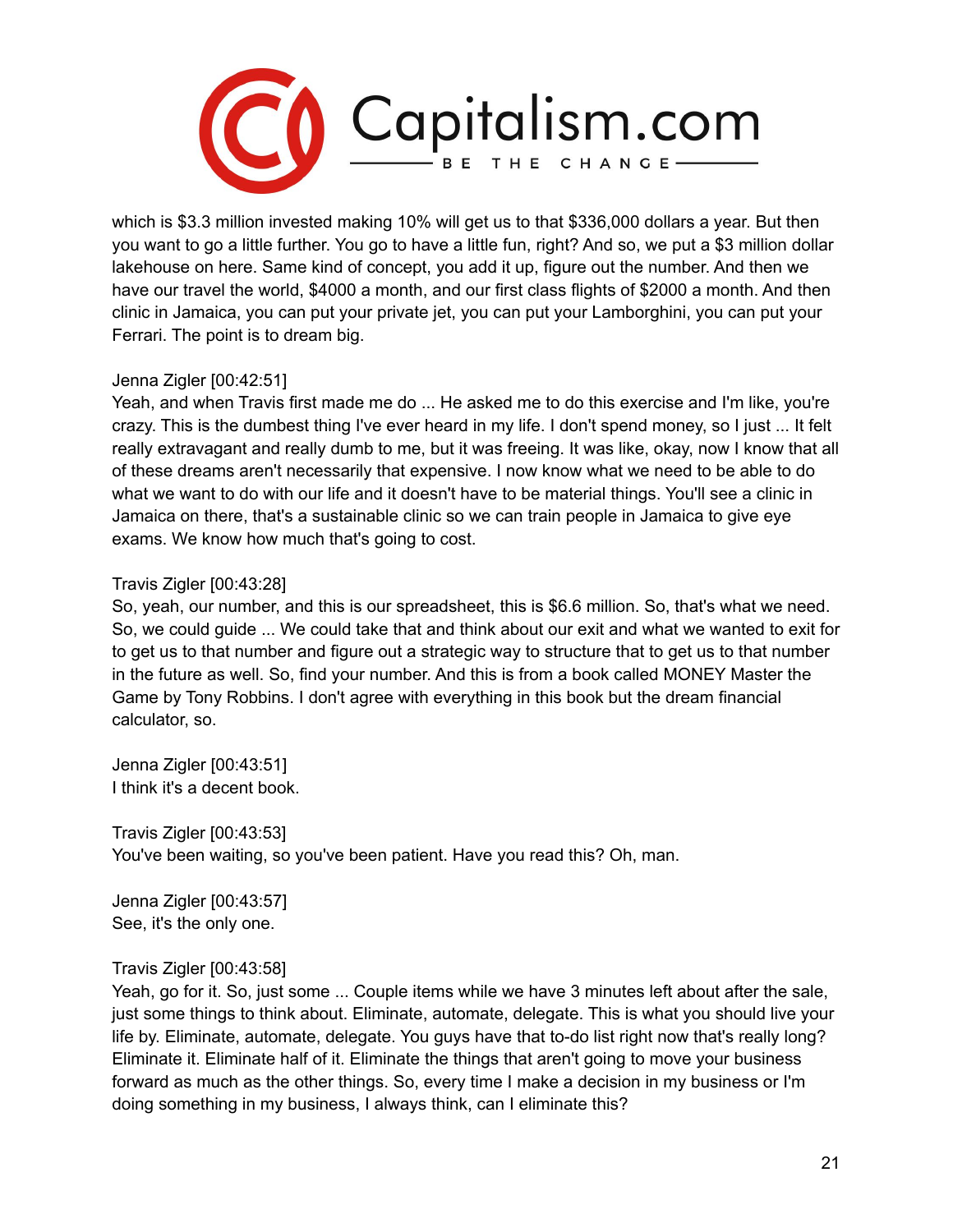which is $3.3 million invested making 10% will get us to that $336,000 dollars a year. But then you want to go a little further. You go to have a little fun, right? And so, we put a $3 million dollar lakehouse on here. Same kind of concept, you add it up, figure out the number. And then we have our travel the world, $4000 a month, and our first class flights of $2000 a month. And then clinic in Jamaica, you can put your private jet, you can put your Lamborghini, you can put your Ferrari. The point is to dream big.

Jenna Zigler [00:42:51]
Yeah, and when Travis first made me do ... He asked me to do this exercise and I'm like, you're crazy. This is the dumbest thing I've ever heard in my life. I don't spend money, so I just ... It felt really extravagant and really dumb to me, but it was freeing. It was like, okay, now I know that all of these dreams aren't necessarily that expensive. I now know what we need to be able to do what we want to do with our life and it doesn't have to be material things. You'll see a clinic in Jamaica on there, that's a sustainable clinic so we can train people in Jamaica to give eye exams. We know how much that's going to cost.

Travis Zigler [00:43:28]
So, yeah, our number, and this is our spreadsheet, this is $6.6 million. So, that's what we need. So, we could guide ... We could take that and think about our exit and what we wanted to exit for to get us to that number and figure out a strategic way to structure that to get us to that number in the future as well. So, find your number. And this is from a book called MONEY Master the Game by Tony Robbins. I don't agree with everything in this book but the dream financial calculator, so.

Jenna Zigler [00:43:51]
I think it's a decent book.

Travis Zigler [00:43:53]
You've been waiting, so you've been patient. Have you read this? Oh, man.

Jenna Zigler [00:43:57]
See, it's the only one.

Travis Zigler [00:43:58]
Yeah, go for it. So, just some ... Couple items while we have 3 minutes left about after the sale, just some things to think about. Eliminate, automate, delegate. This is what you should live your life by. Eliminate, automate, delegate. You guys have that to-do list right now that's really long? Eliminate it. Eliminate half of it. Eliminate the things that aren't going to move your business forward as much as the other things. So, every time I make a decision in my business or I'm doing something in my business, I always think, can I eliminate this?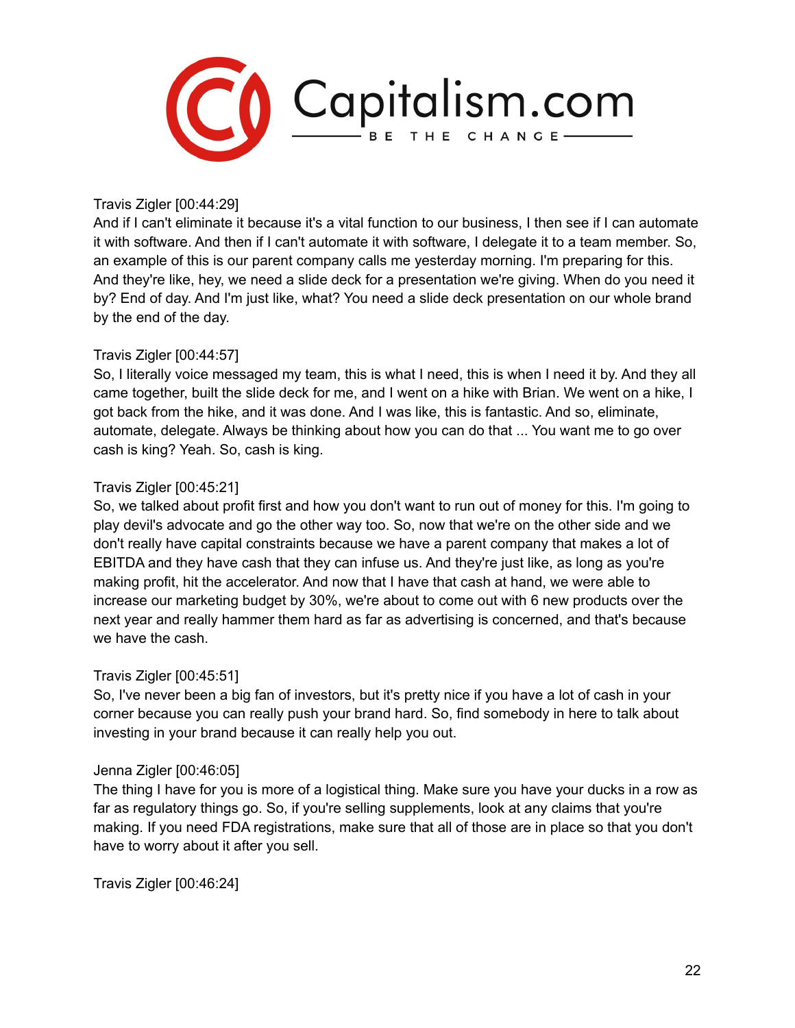Travis Zigler [00:44:29]
And if I can't eliminate it because it's a vital function to our business, I then see if I can automate it with software. And then if I can't automate it with software, I delegate it to a team member. So, an example of this is our parent company calls me yesterday morning. I'm preparing for this. And they're like, hey, we need a slide deck for a presentation we're giving. When do you need it by? End of day. And I'm just like, what? You need a slide deck presentation on our whole brand by the end of the day.

Travis Zigler [00:44:57]
So, I literally voice messaged my team, this is what I need, this is when I need it by. And they all came together, built the slide deck for me, and I went on a hike with Brian. We went on a hike, I got back from the hike, and it was done. And I was like, this is fantastic. And so, eliminate, automate, delegate. Always be thinking about how you can do that ... You want me to go over cash is king? Yeah. So, cash is king.

Travis Zigler [00:45:21]
So, we talked about profit first and how you don't want to run out of money for this. I'm going to play devil's advocate and go the other way too. So, now that we're on the other side and we don't really have capital constraints because we have a parent company that makes a lot of EBITDA and they have cash that they can infuse us. And they're just like, as long as you're making profit, hit the accelerator. And now that I have that cash at hand, we were able to increase our marketing budget by 30%, we're about to come out with 6 new products over the next year and really hammer them hard as far as advertising is concerned, and that's because we have the cash.

Travis Zigler [00:45:51]
So, I've never been a big fan of investors, but it's pretty nice if you have a lot of cash in your corner because you can really push your brand hard. So, find somebody in here to talk about investing in your brand because it can really help you out.

Jenna Zigler [00:46:05]
The thing I have for you is more of a logistical thing. Make sure you have your ducks in a row as far as regulatory things go. So, if you're selling supplements, look at any claims that you're making. If you need FDA registrations, make sure that all of those are in place so that you don't have to worry about it after you sell.

Travis Zigler [00:46:24]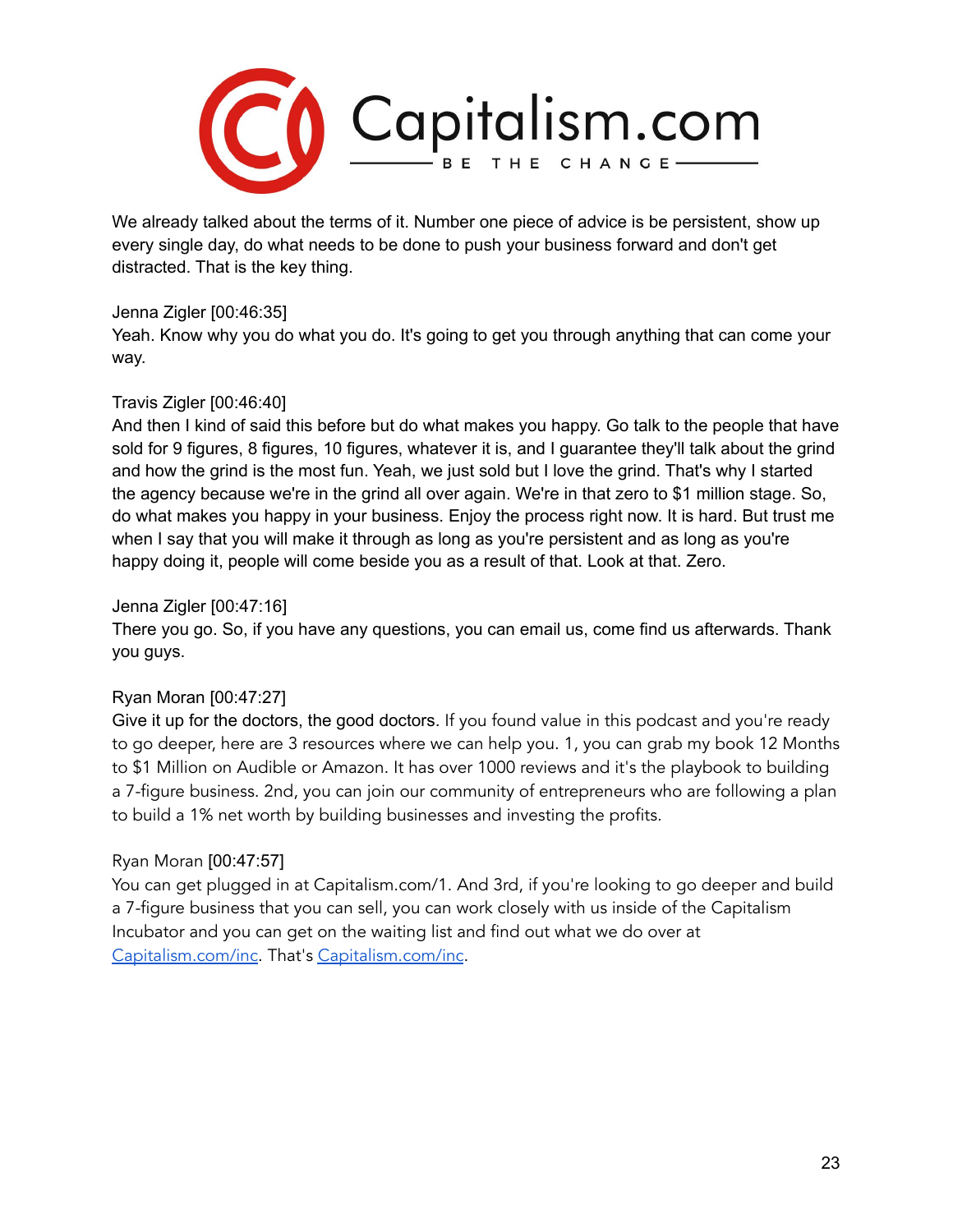We already talked about the terms of it. Number one piece of advice is be persistent, show up every single day, do what needs to be done to push your business forward and don't get distracted. That is the key thing.

Jenna Zigler [00:46:35]
Yeah. Know why you do what you do. It's going to get you through anything that can come your way.

Travis Zigler [00:46:40]
And then I kind of said this before but do what makes you happy. Go talk to the people that have sold for 9 figures, 8 figures, 10 figures, whatever it is, and I guarantee they'll talk about the grind and how the grind is the most fun. Yeah, we just sold but I love the grind. That's why I started the agency because we're in the grind all over again. We're in that zero to $1 million stage. So, do what makes you happy in your business. Enjoy the process right now. It is hard. But trust me when I say that you will make it through as long as you're persistent and as long as you're happy doing it, people will come beside you as a result of that. Look at that. Zero.

Jenna Zigler [00:47:16]
There you go. So, if you have any questions, you can email us, come find us afterwards. Thank you guys.

Ryan Moran [00:47:27]
Give it up for the doctors, the good doctors. If you found value in this podcast and you're ready to go deeper, here are 3 resources where we can help you. 1, you can grab my book 12 Months to $1 Million on Audible or Amazon. It has over 1000 reviews and it's the playbook to building a 7-figure business. 2nd, you can join our community of entrepreneurs who are following a plan to build a 1% net worth by building businesses and investing the profits.

Ryan Moran [00:47:57]
You can get plugged in at Capitalism.com/1. And 3rd, if you're looking to go deeper and build a 7-figure business that you can sell, you can work closely with us inside of the Capitalism Incubator and you can get on the waiting list and find out what we do over at [Capitalism.com/inc](Capitalism.com/inc). That's [Capitalism.com/inc](Capitalism.com/inc).